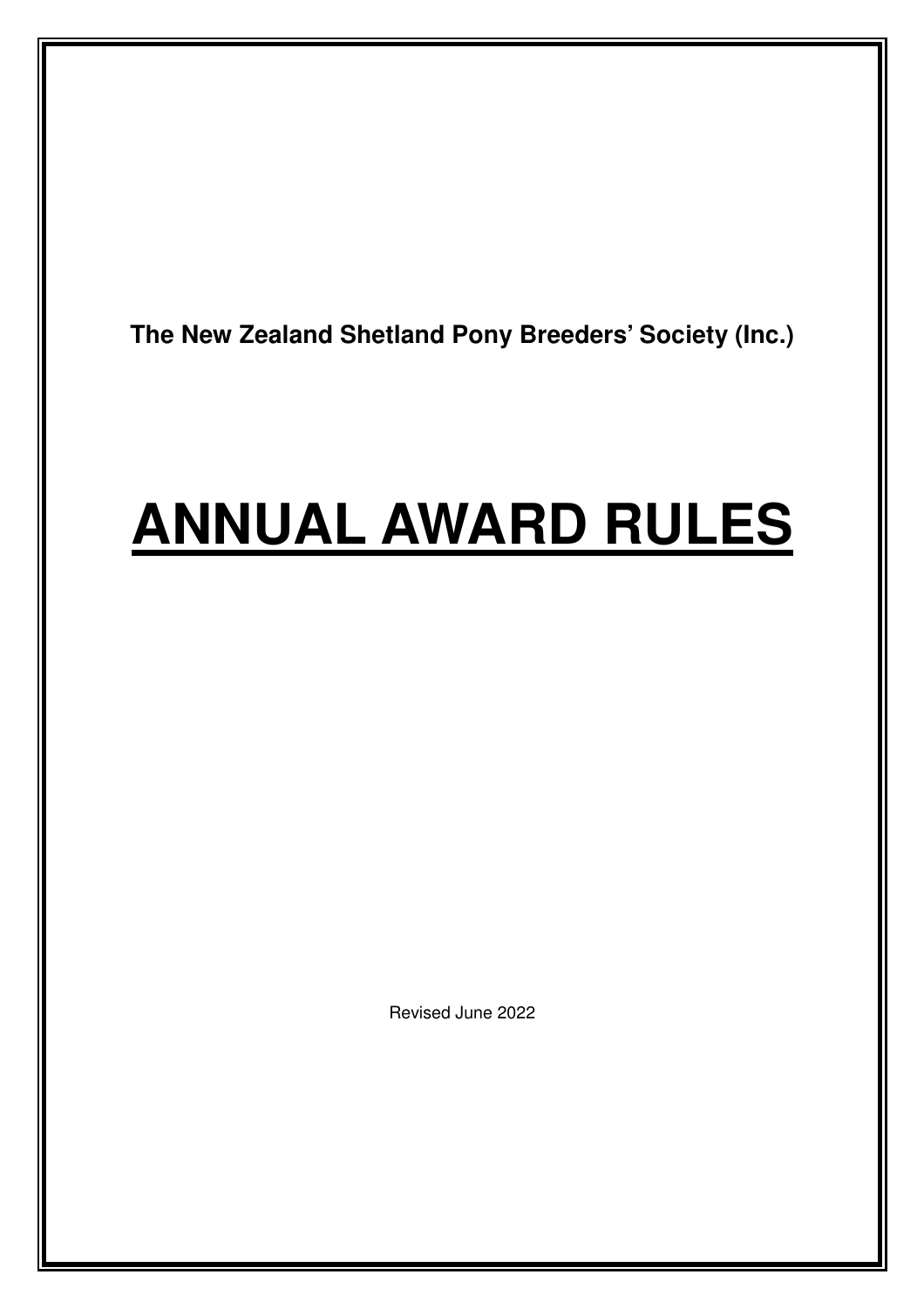**The New Zealand Shetland Pony Breeders' Society (Inc.)**

# <u>ANNUAL AWARD RULES</u>

Revised June 2022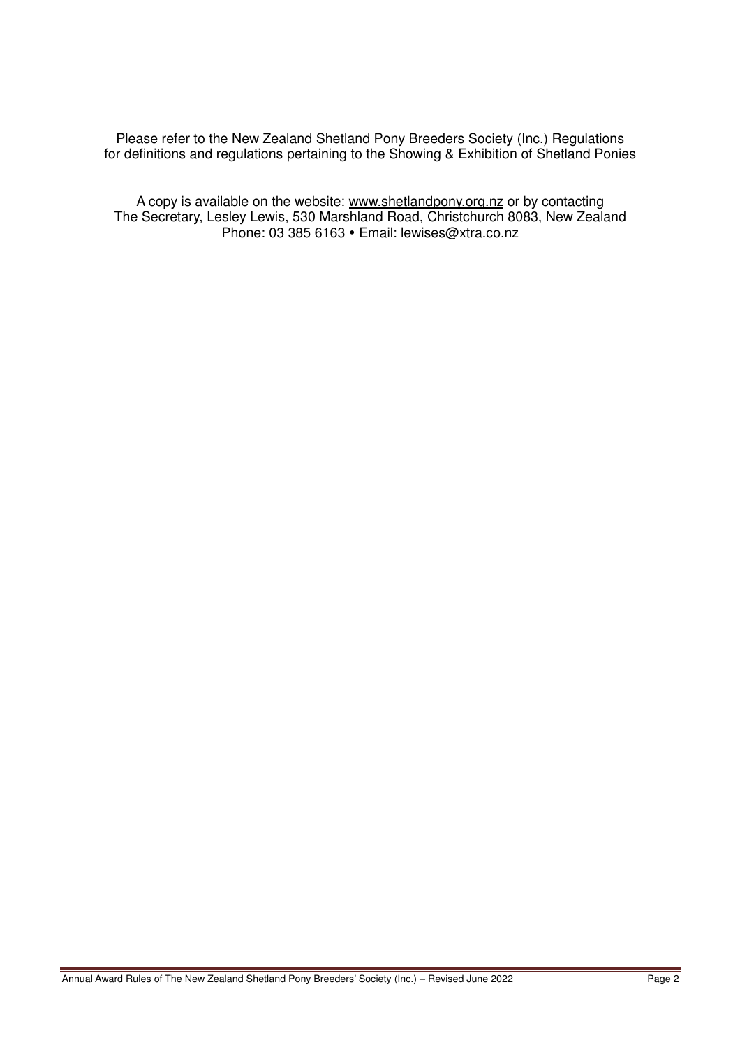Please refer to the New Zealand Shetland Pony Breeders Society (Inc.) Regulations
for definitions and regulations pertaining to the Showing & Exhibition of Shetland Ponies

A copy is available on the website: www.shetlandpony.org.nz or by contacting
The Secretary, Lesley Lewis, 530 Marshland Road, Christchurch 8083, New Zealand
Phone: 03 385 6163 • Email: lewises@xtra.co.nz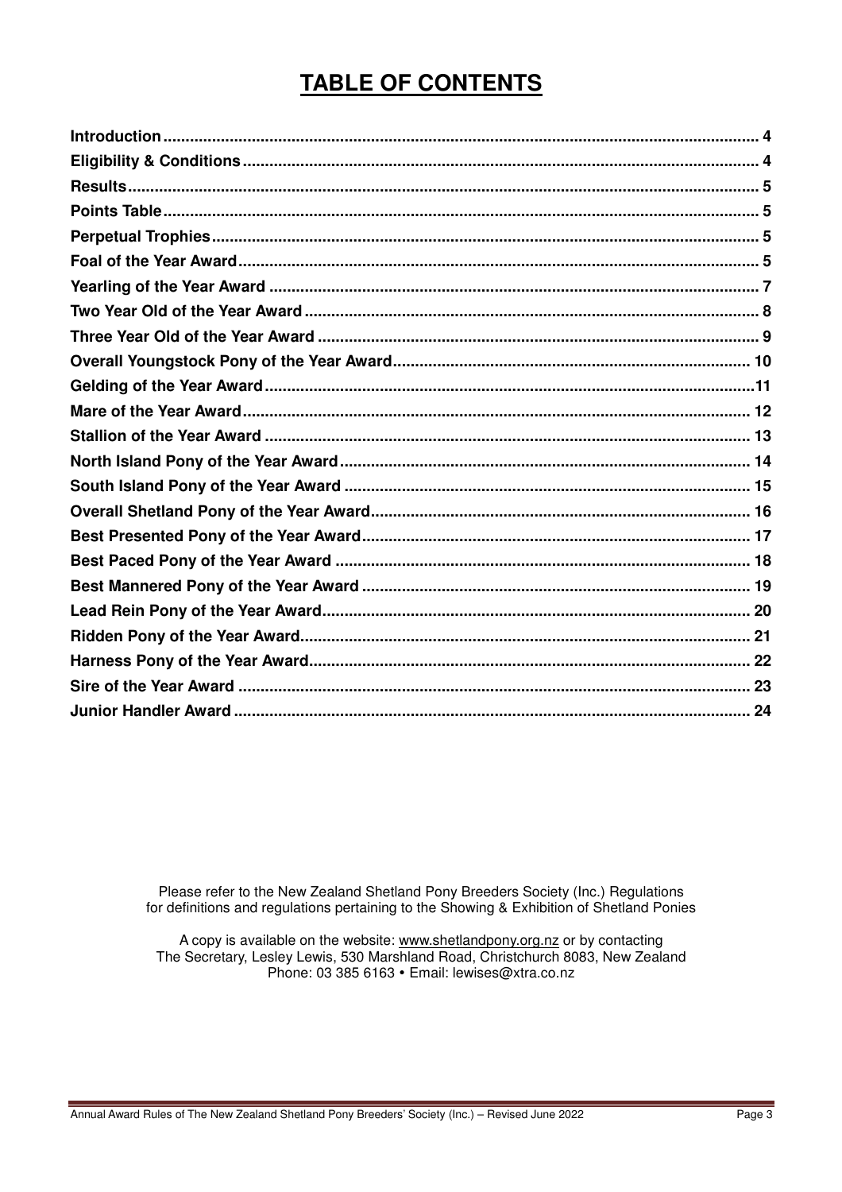# TABLE OF CONTENTS

| | |
|---|---|
| **Introduction** | **4** |
| **Eligibility & Conditions** | **4** |
| **Results** | **5** |
| **Points Table** | **5** |
| **Perpetual Trophies** | **5** |
| **Foal of the Year Award** | **5** |
| **Yearling of the Year Award** | **7** |
| **Two Year Old of the Year Award** | **8** |
| **Three Year Old of the Year Award** | **9** |
| **Overall Youngstock Pony of the Year Award** | **10** |
| **Gelding of the Year Award** | **11** |
| **Mare of the Year Award** | **12** |
| **Stallion of the Year Award** | **13** |
| **North Island Pony of the Year Award** | **14** |
| **South Island Pony of the Year Award** | **15** |
| **Overall Shetland Pony of the Year Award** | **16** |
| **Best Presented Pony of the Year Award** | **17** |
| **Best Paced Pony of the Year Award** | **18** |
| **Best Mannered Pony of the Year Award** | **19** |
| **Lead Rein Pony of the Year Award** | **20** |
| **Ridden Pony of the Year Award** | **21** |
| **Harness Pony of the Year Award** | **22** |
| **Sire of the Year Award** | **23** |
| **Junior Handler Award** | **24** |

Please refer to the New Zealand Shetland Pony Breeders Society (Inc.) Regulations for definitions and regulations pertaining to the Showing & Exhibition of Shetland Ponies

A copy is available on the website: www.shetlandpony.org.nz or by contacting The Secretary, Lesley Lewis, 530 Marshland Road, Christchurch 8083, New Zealand Phone: 03 385 6163 • Email: lewises@xtra.co.nz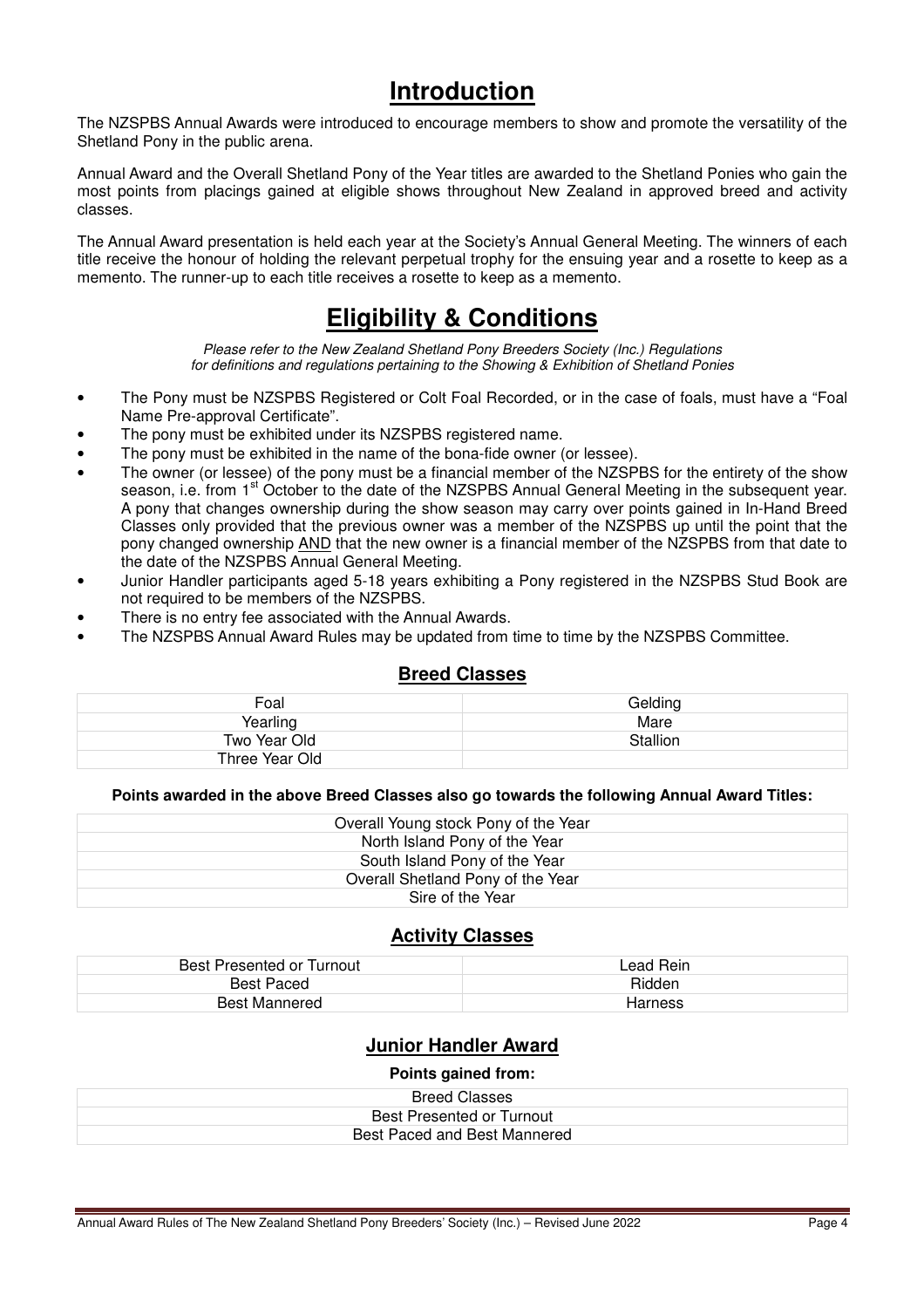# Introduction

The NZSPBS Annual Awards were introduced to encourage members to show and promote the versatility of the Shetland Pony in the public arena.

Annual Award and the Overall Shetland Pony of the Year titles are awarded to the Shetland Ponies who gain the most points from placings gained at eligible shows throughout New Zealand in approved breed and activity classes.

The Annual Award presentation is held each year at the Society's Annual General Meeting. The winners of each title receive the honour of holding the relevant perpetual trophy for the ensuing year and a rosette to keep as a memento. The runner-up to each title receives a rosette to keep as a memento.

# Eligibility & Conditions

*Please refer to the New Zealand Shetland Pony Breeders Society (Inc.) Regulations for definitions and regulations pertaining to the Showing & Exhibition of Shetland Ponies*

- The Pony must be NZSPBS Registered or Colt Foal Recorded, or in the case of foals, must have a "Foal Name Pre-approval Certificate".
- The pony must be exhibited under its NZSPBS registered name.
- The pony must be exhibited in the name of the bona-fide owner (or lessee).
- The owner (or lessee) of the pony must be a financial member of the NZSPBS for the entirety of the show season, i.e. from 1st October to the date of the NZSPBS Annual General Meeting in the subsequent year. A pony that changes ownership during the show season may carry over points gained in In-Hand Breed Classes only provided that the previous owner was a member of the NZSPBS up until the point that the pony changed ownership AND that the new owner is a financial member of the NZSPBS from that date to the date of the NZSPBS Annual General Meeting.
- Junior Handler participants aged 5-18 years exhibiting a Pony registered in the NZSPBS Stud Book are not required to be members of the NZSPBS.
- There is no entry fee associated with the Annual Awards.
- The NZSPBS Annual Award Rules may be updated from time to time by the NZSPBS Committee.

## Breed Classes

| | |
|---|---|
| Foal | Gelding |
| Yearling | Mare |
| Two Year Old | Stallion |
| Three Year Old | |

**Points awarded in the above Breed Classes also go towards the following Annual Award Titles:**

| |
|---|
| Overall Young stock Pony of the Year |
| North Island Pony of the Year |
| South Island Pony of the Year |
| Overall Shetland Pony of the Year |
| Sire of the Year |

## Activity Classes

| | |
|---|---|
| Best Presented or Turnout | Lead Rein |
| Best Paced | Ridden |
| Best Mannered | Harness |

## Junior Handler Award

**Points gained from:**

| |
|---|
| Breed Classes |
| Best Presented or Turnout |
| Best Paced and Best Mannered |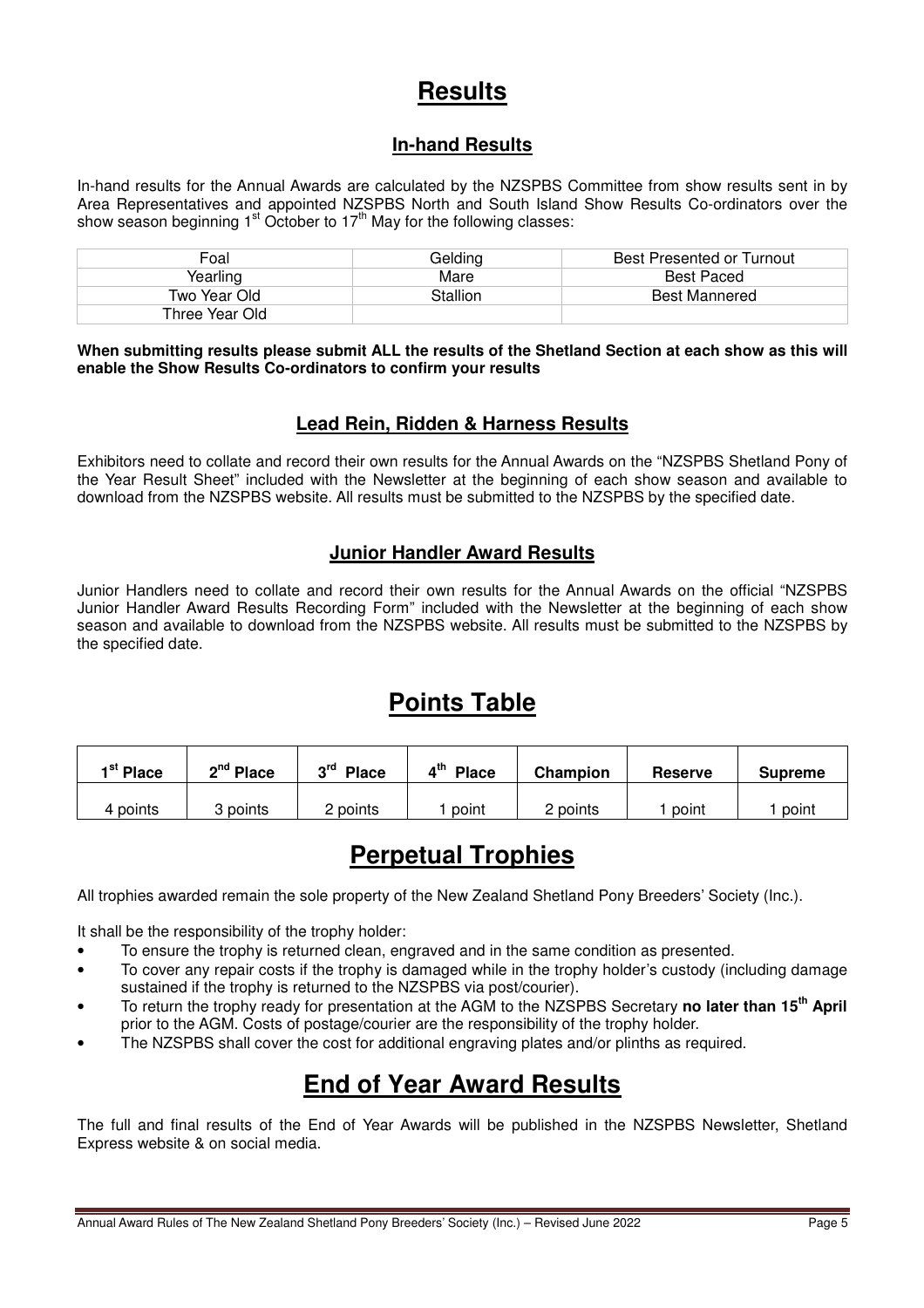# Results

## In-hand Results

In-hand results for the Annual Awards are calculated by the NZSPBS Committee from show results sent in by Area Representatives and appointed NZSPBS North and South Island Show Results Co-ordinators over the show season beginning 1st October to 17th May for the following classes:

| | | |
|---|---|---|
| Foal | Gelding | Best Presented or Turnout |
| Yearling | Mare | Best Paced |
| Two Year Old | Stallion | Best Mannered |
| Three Year Old | | |

**When submitting results please submit ALL the results of the Shetland Section at each show as this will enable the Show Results Co-ordinators to confirm your results**

## Lead Rein, Ridden & Harness Results

Exhibitors need to collate and record their own results for the Annual Awards on the "NZSPBS Shetland Pony of the Year Result Sheet" included with the Newsletter at the beginning of each show season and available to download from the NZSPBS website. All results must be submitted to the NZSPBS by the specified date.

## Junior Handler Award Results

Junior Handlers need to collate and record their own results for the Annual Awards on the official "NZSPBS Junior Handler Award Results Recording Form" included with the Newsletter at the beginning of each show season and available to download from the NZSPBS website. All results must be submitted to the NZSPBS by the specified date.

# Points Table

| 1st Place | 2nd Place | 3rd Place | 4th Place | Champion | Reserve | Supreme |
|---|---|---|---|---|---|---|
| 4 points | 3 points | 2 points | 1 point | 2 points | 1 point | 1 point |

# Perpetual Trophies

All trophies awarded remain the sole property of the New Zealand Shetland Pony Breeders' Society (Inc.).

It shall be the responsibility of the trophy holder:

- To ensure the trophy is returned clean, engraved and in the same condition as presented.
- To cover any repair costs if the trophy is damaged while in the trophy holder's custody (including damage sustained if the trophy is returned to the NZSPBS via post/courier).
- To return the trophy ready for presentation at the AGM to the NZSPBS Secretary **no later than 15th April** prior to the AGM. Costs of postage/courier are the responsibility of the trophy holder.
- The NZSPBS shall cover the cost for additional engraving plates and/or plinths as required.

# End of Year Award Results

The full and final results of the End of Year Awards will be published in the NZSPBS Newsletter, Shetland Express website & on social media.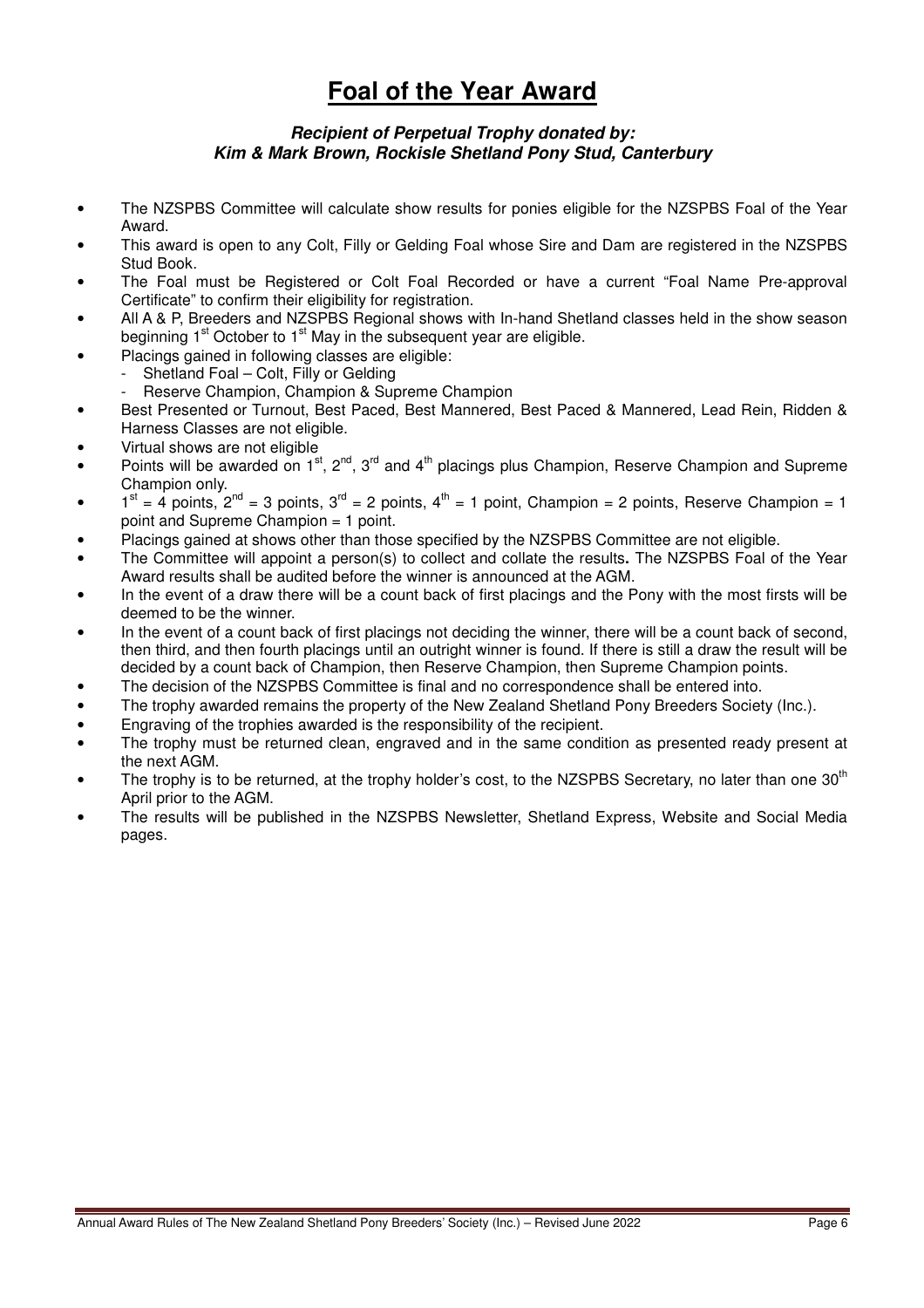# Foal of the Year Award

***Recipient of Perpetual Trophy donated by:***
***Kim & Mark Brown, Rockisle Shetland Pony Stud, Canterbury***

- The NZSPBS Committee will calculate show results for ponies eligible for the NZSPBS Foal of the Year Award.
- This award is open to any Colt, Filly or Gelding Foal whose Sire and Dam are registered in the NZSPBS Stud Book.
- The Foal must be Registered or Colt Foal Recorded or have a current "Foal Name Pre-approval Certificate" to confirm their eligibility for registration.
- All A & P, Breeders and NZSPBS Regional shows with In-hand Shetland classes held in the show season beginning 1st October to 1st May in the subsequent year are eligible.
- Placings gained in following classes are eligible:
  - Shetland Foal – Colt, Filly or Gelding
  - Reserve Champion, Champion & Supreme Champion
- Best Presented or Turnout, Best Paced, Best Mannered, Best Paced & Mannered, Lead Rein, Ridden & Harness Classes are not eligible.
- Virtual shows are not eligible
- Points will be awarded on 1st, 2nd, 3rd and 4th placings plus Champion, Reserve Champion and Supreme Champion only.
- 1st = 4 points, 2nd = 3 points, 3rd = 2 points, 4th = 1 point, Champion = 2 points, Reserve Champion = 1 point and Supreme Champion = 1 point.
- Placings gained at shows other than those specified by the NZSPBS Committee are not eligible.
- The Committee will appoint a person(s) to collect and collate the results**.** The NZSPBS Foal of the Year Award results shall be audited before the winner is announced at the AGM.
- In the event of a draw there will be a count back of first placings and the Pony with the most firsts will be deemed to be the winner.
- In the event of a count back of first placings not deciding the winner, there will be a count back of second, then third, and then fourth placings until an outright winner is found. If there is still a draw the result will be decided by a count back of Champion, then Reserve Champion, then Supreme Champion points.
- The decision of the NZSPBS Committee is final and no correspondence shall be entered into.
- The trophy awarded remains the property of the New Zealand Shetland Pony Breeders Society (Inc.).
- Engraving of the trophies awarded is the responsibility of the recipient.
- The trophy must be returned clean, engraved and in the same condition as presented ready present at the next AGM.
- The trophy is to be returned, at the trophy holder's cost, to the NZSPBS Secretary, no later than one 30th April prior to the AGM.
- The results will be published in the NZSPBS Newsletter, Shetland Express, Website and Social Media pages.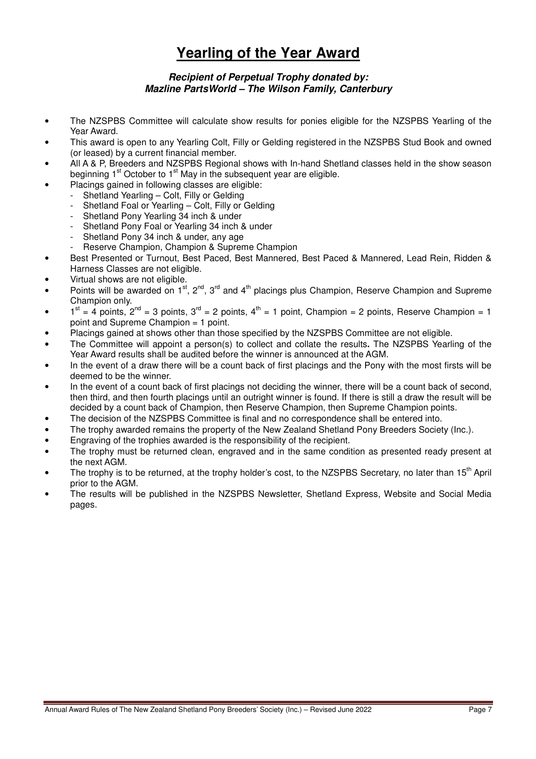# Yearling of the Year Award

***Recipient of Perpetual Trophy donated by:***
***Mazline PartsWorld – The Wilson Family, Canterbury***

- The NZSPBS Committee will calculate show results for ponies eligible for the NZSPBS Yearling of the Year Award.
- This award is open to any Yearling Colt, Filly or Gelding registered in the NZSPBS Stud Book and owned (or leased) by a current financial member.
- All A & P, Breeders and NZSPBS Regional shows with In-hand Shetland classes held in the show season beginning 1st October to 1st May in the subsequent year are eligible.
- Placings gained in following classes are eligible:
  - Shetland Yearling – Colt, Filly or Gelding
  - Shetland Foal or Yearling – Colt, Filly or Gelding
  - Shetland Pony Yearling 34 inch & under
  - Shetland Pony Foal or Yearling 34 inch & under
  - Shetland Pony 34 inch & under, any age
  - Reserve Champion, Champion & Supreme Champion
- Best Presented or Turnout, Best Paced, Best Mannered, Best Paced & Mannered, Lead Rein, Ridden & Harness Classes are not eligible.
- Virtual shows are not eligible.
- Points will be awarded on 1st, 2nd, 3rd and 4th placings plus Champion, Reserve Champion and Supreme Champion only.
- 1st = 4 points, 2nd = 3 points, 3rd = 2 points, 4th = 1 point, Champion = 2 points, Reserve Champion = 1 point and Supreme Champion = 1 point.
- Placings gained at shows other than those specified by the NZSPBS Committee are not eligible.
- The Committee will appoint a person(s) to collect and collate the results**.** The NZSPBS Yearling of the Year Award results shall be audited before the winner is announced at the AGM.
- In the event of a draw there will be a count back of first placings and the Pony with the most firsts will be deemed to be the winner.
- In the event of a count back of first placings not deciding the winner, there will be a count back of second, then third, and then fourth placings until an outright winner is found. If there is still a draw the result will be decided by a count back of Champion, then Reserve Champion, then Supreme Champion points.
- The decision of the NZSPBS Committee is final and no correspondence shall be entered into.
- The trophy awarded remains the property of the New Zealand Shetland Pony Breeders Society (Inc.).
- Engraving of the trophies awarded is the responsibility of the recipient.
- The trophy must be returned clean, engraved and in the same condition as presented ready present at the next AGM.
- The trophy is to be returned, at the trophy holder's cost, to the NZSPBS Secretary, no later than 15th April prior to the AGM.
- The results will be published in the NZSPBS Newsletter, Shetland Express, Website and Social Media pages.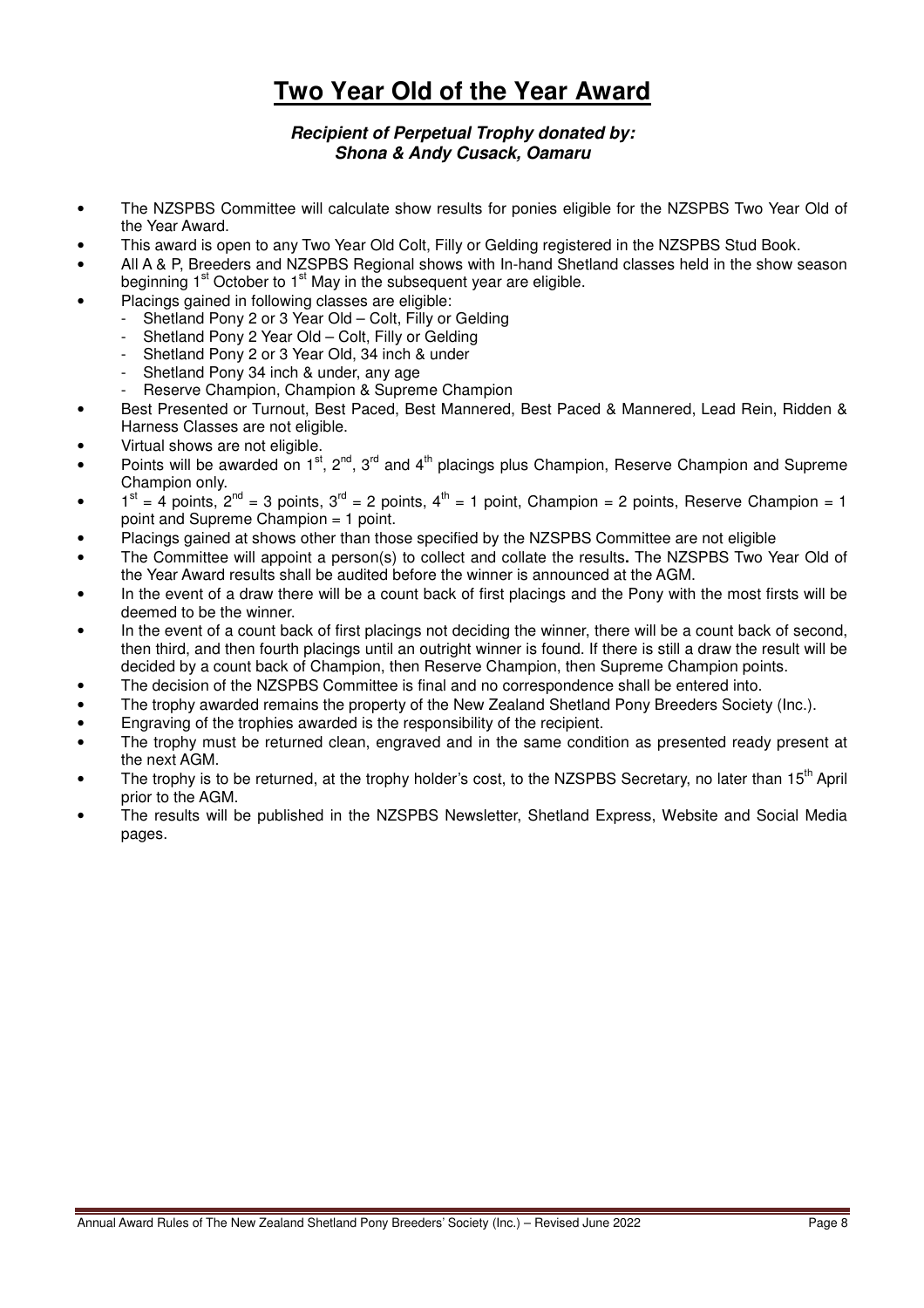# Two Year Old of the Year Award

***Recipient of Perpetual Trophy donated by:***
***Shona & Andy Cusack, Oamaru***

- The NZSPBS Committee will calculate show results for ponies eligible for the NZSPBS Two Year Old of the Year Award.
- This award is open to any Two Year Old Colt, Filly or Gelding registered in the NZSPBS Stud Book.
- All A & P, Breeders and NZSPBS Regional shows with In-hand Shetland classes held in the show season beginning 1st October to 1st May in the subsequent year are eligible.
- Placings gained in following classes are eligible:
  - Shetland Pony 2 or 3 Year Old – Colt, Filly or Gelding
  - Shetland Pony 2 Year Old – Colt, Filly or Gelding
  - Shetland Pony 2 or 3 Year Old, 34 inch & under
  - Shetland Pony 34 inch & under, any age
  - Reserve Champion, Champion & Supreme Champion
- Best Presented or Turnout, Best Paced, Best Mannered, Best Paced & Mannered, Lead Rein, Ridden & Harness Classes are not eligible.
- Virtual shows are not eligible.
- Points will be awarded on 1st, 2nd, 3rd and 4th placings plus Champion, Reserve Champion and Supreme Champion only.
- 1st = 4 points, 2nd = 3 points, 3rd = 2 points, 4th = 1 point, Champion = 2 points, Reserve Champion = 1 point and Supreme Champion = 1 point.
- Placings gained at shows other than those specified by the NZSPBS Committee are not eligible
- The Committee will appoint a person(s) to collect and collate the results**.** The NZSPBS Two Year Old of the Year Award results shall be audited before the winner is announced at the AGM.
- In the event of a draw there will be a count back of first placings and the Pony with the most firsts will be deemed to be the winner.
- In the event of a count back of first placings not deciding the winner, there will be a count back of second, then third, and then fourth placings until an outright winner is found. If there is still a draw the result will be decided by a count back of Champion, then Reserve Champion, then Supreme Champion points.
- The decision of the NZSPBS Committee is final and no correspondence shall be entered into.
- The trophy awarded remains the property of the New Zealand Shetland Pony Breeders Society (Inc.).
- Engraving of the trophies awarded is the responsibility of the recipient.
- The trophy must be returned clean, engraved and in the same condition as presented ready present at the next AGM.
- The trophy is to be returned, at the trophy holder's cost, to the NZSPBS Secretary, no later than 15th April prior to the AGM.
- The results will be published in the NZSPBS Newsletter, Shetland Express, Website and Social Media pages.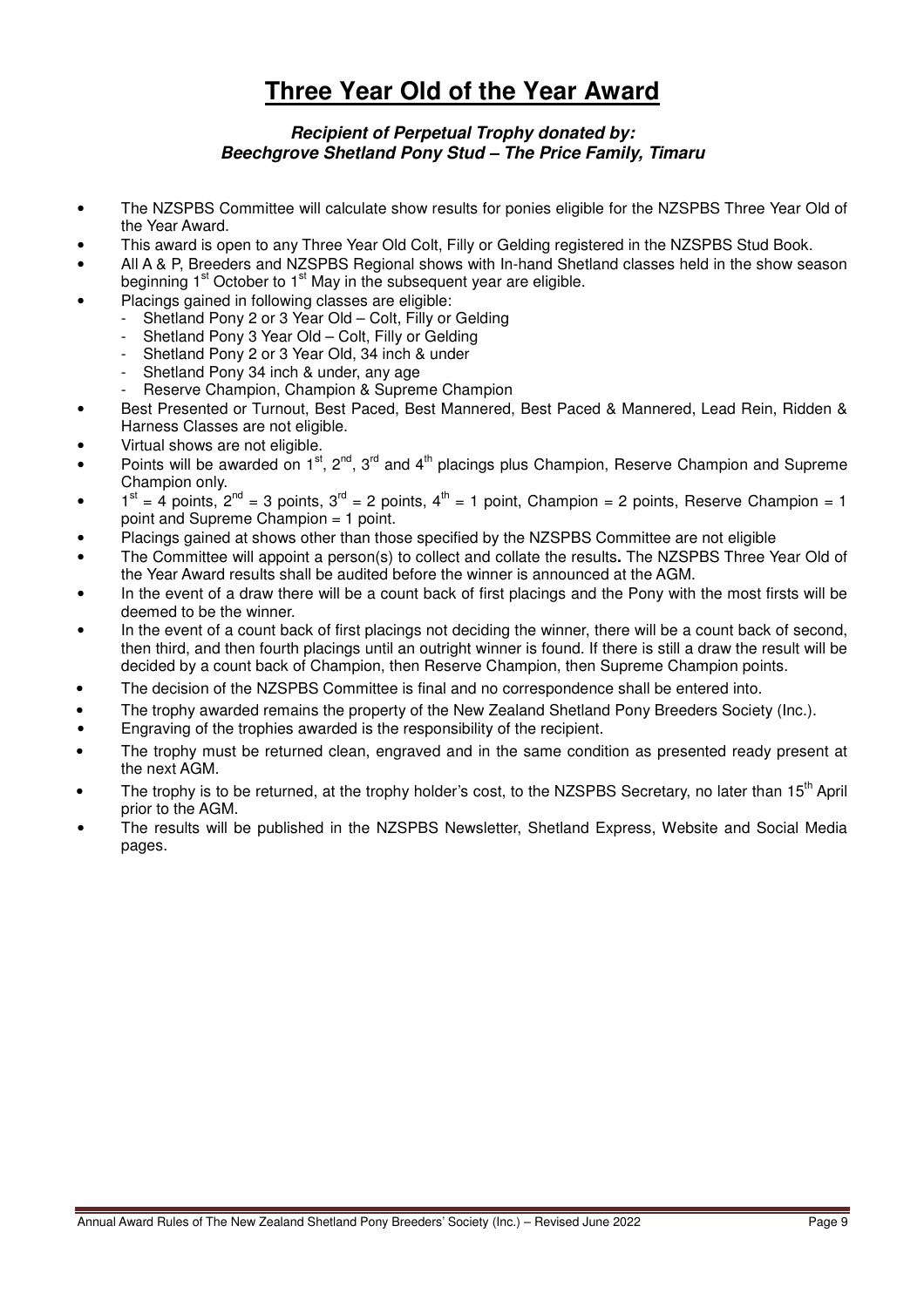# Three Year Old of the Year Award

***Recipient of Perpetual Trophy donated by:***
***Beechgrove Shetland Pony Stud – The Price Family, Timaru***

- The NZSPBS Committee will calculate show results for ponies eligible for the NZSPBS Three Year Old of the Year Award.
- This award is open to any Three Year Old Colt, Filly or Gelding registered in the NZSPBS Stud Book.
- All A & P, Breeders and NZSPBS Regional shows with In-hand Shetland classes held in the show season beginning 1st October to 1st May in the subsequent year are eligible.
- Placings gained in following classes are eligible:
  - Shetland Pony 2 or 3 Year Old – Colt, Filly or Gelding
  - Shetland Pony 3 Year Old – Colt, Filly or Gelding
  - Shetland Pony 2 or 3 Year Old, 34 inch & under
  - Shetland Pony 34 inch & under, any age
  - Reserve Champion, Champion & Supreme Champion
- Best Presented or Turnout, Best Paced, Best Mannered, Best Paced & Mannered, Lead Rein, Ridden & Harness Classes are not eligible.
- Virtual shows are not eligible.
- Points will be awarded on 1st, 2nd, 3rd and 4th placings plus Champion, Reserve Champion and Supreme Champion only.
- 1st = 4 points, 2nd = 3 points, 3rd = 2 points, 4th = 1 point, Champion = 2 points, Reserve Champion = 1 point and Supreme Champion = 1 point.
- Placings gained at shows other than those specified by the NZSPBS Committee are not eligible
- The Committee will appoint a person(s) to collect and collate the results**.** The NZSPBS Three Year Old of the Year Award results shall be audited before the winner is announced at the AGM.
- In the event of a draw there will be a count back of first placings and the Pony with the most firsts will be deemed to be the winner.
- In the event of a count back of first placings not deciding the winner, there will be a count back of second, then third, and then fourth placings until an outright winner is found. If there is still a draw the result will be decided by a count back of Champion, then Reserve Champion, then Supreme Champion points.
- The decision of the NZSPBS Committee is final and no correspondence shall be entered into.
- The trophy awarded remains the property of the New Zealand Shetland Pony Breeders Society (Inc.).
- Engraving of the trophies awarded is the responsibility of the recipient.
- The trophy must be returned clean, engraved and in the same condition as presented ready present at the next AGM.
- The trophy is to be returned, at the trophy holder's cost, to the NZSPBS Secretary, no later than 15th April prior to the AGM.
- The results will be published in the NZSPBS Newsletter, Shetland Express, Website and Social Media pages.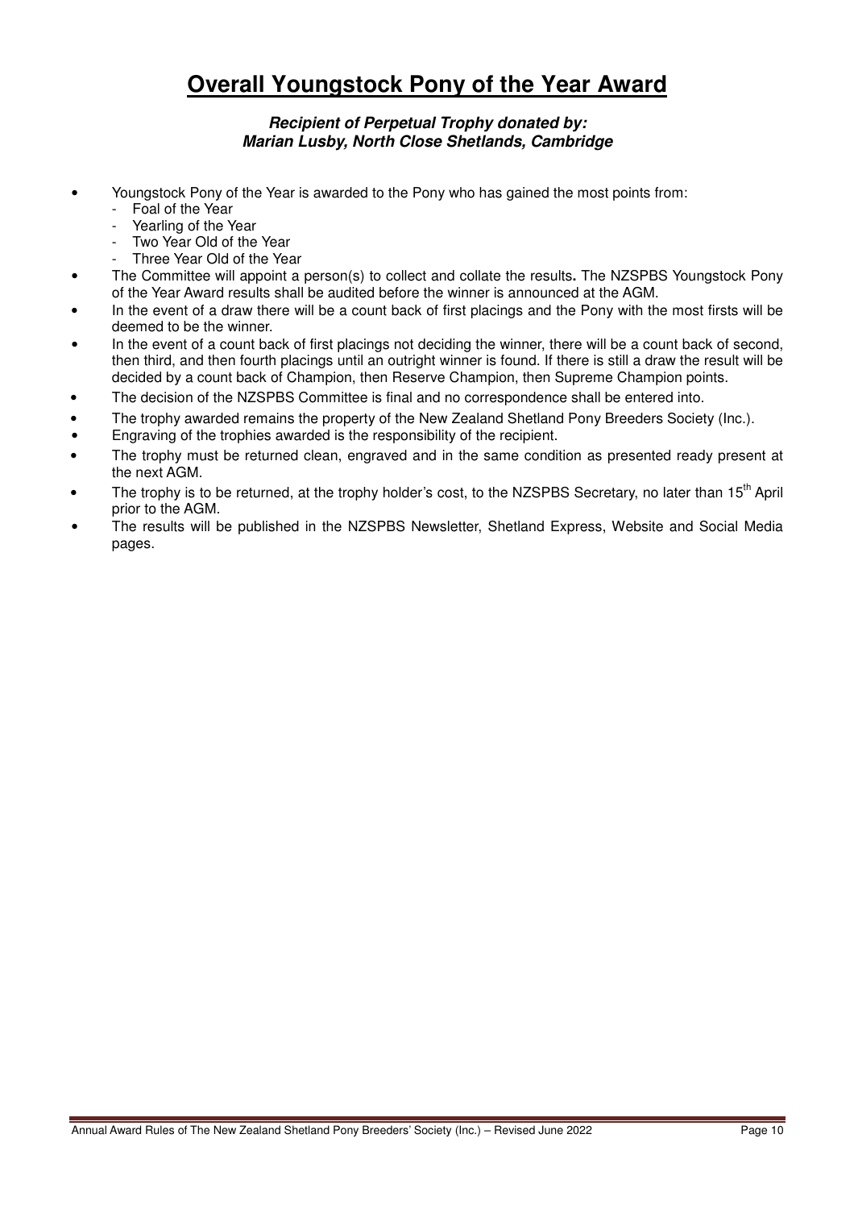# Overall Youngstock Pony of the Year Award

***Recipient of Perpetual Trophy donated by:***
***Marian Lusby, North Close Shetlands, Cambridge***

- Youngstock Pony of the Year is awarded to the Pony who has gained the most points from:
  - Foal of the Year
  - Yearling of the Year
  - Two Year Old of the Year
  - Three Year Old of the Year
- The Committee will appoint a person(s) to collect and collate the results**.** The NZSPBS Youngstock Pony of the Year Award results shall be audited before the winner is announced at the AGM.
- In the event of a draw there will be a count back of first placings and the Pony with the most firsts will be deemed to be the winner.
- In the event of a count back of first placings not deciding the winner, there will be a count back of second, then third, and then fourth placings until an outright winner is found. If there is still a draw the result will be decided by a count back of Champion, then Reserve Champion, then Supreme Champion points.
- The decision of the NZSPBS Committee is final and no correspondence shall be entered into.
- The trophy awarded remains the property of the New Zealand Shetland Pony Breeders Society (Inc.).
- Engraving of the trophies awarded is the responsibility of the recipient.
- The trophy must be returned clean, engraved and in the same condition as presented ready present at the next AGM.
- The trophy is to be returned, at the trophy holder's cost, to the NZSPBS Secretary, no later than 15th April prior to the AGM.
- The results will be published in the NZSPBS Newsletter, Shetland Express, Website and Social Media pages.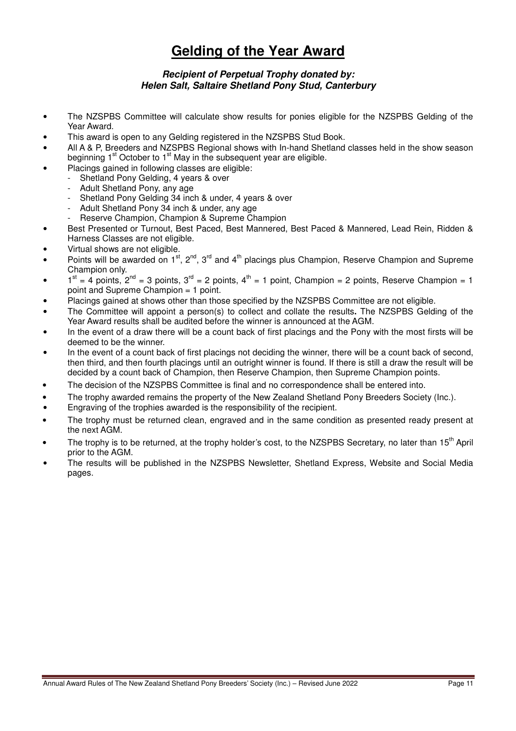# Gelding of the Year Award

***Recipient of Perpetual Trophy donated by:***
***Helen Salt, Saltaire Shetland Pony Stud, Canterbury***

- The NZSPBS Committee will calculate show results for ponies eligible for the NZSPBS Gelding of the Year Award.
- This award is open to any Gelding registered in the NZSPBS Stud Book.
- All A & P, Breeders and NZSPBS Regional shows with In-hand Shetland classes held in the show season beginning 1st October to 1st May in the subsequent year are eligible.
- Placings gained in following classes are eligible:
  - Shetland Pony Gelding, 4 years & over
  - Adult Shetland Pony, any age
  - Shetland Pony Gelding 34 inch & under, 4 years & over
  - Adult Shetland Pony 34 inch & under, any age
  - Reserve Champion, Champion & Supreme Champion
- Best Presented or Turnout, Best Paced, Best Mannered, Best Paced & Mannered, Lead Rein, Ridden & Harness Classes are not eligible.
- Virtual shows are not eligible.
- Points will be awarded on 1st, 2nd, 3rd and 4th placings plus Champion, Reserve Champion and Supreme Champion only.
- 1st = 4 points, 2nd = 3 points, 3rd = 2 points, 4th = 1 point, Champion = 2 points, Reserve Champion = 1 point and Supreme Champion = 1 point.
- Placings gained at shows other than those specified by the NZSPBS Committee are not eligible.
- The Committee will appoint a person(s) to collect and collate the results**.** The NZSPBS Gelding of the Year Award results shall be audited before the winner is announced at the AGM.
- In the event of a draw there will be a count back of first placings and the Pony with the most firsts will be deemed to be the winner.
- In the event of a count back of first placings not deciding the winner, there will be a count back of second, then third, and then fourth placings until an outright winner is found. If there is still a draw the result will be decided by a count back of Champion, then Reserve Champion, then Supreme Champion points.
- The decision of the NZSPBS Committee is final and no correspondence shall be entered into.
- The trophy awarded remains the property of the New Zealand Shetland Pony Breeders Society (Inc.).
- Engraving of the trophies awarded is the responsibility of the recipient.
- The trophy must be returned clean, engraved and in the same condition as presented ready present at the next AGM.
- The trophy is to be returned, at the trophy holder's cost, to the NZSPBS Secretary, no later than 15th April prior to the AGM.
- The results will be published in the NZSPBS Newsletter, Shetland Express, Website and Social Media pages.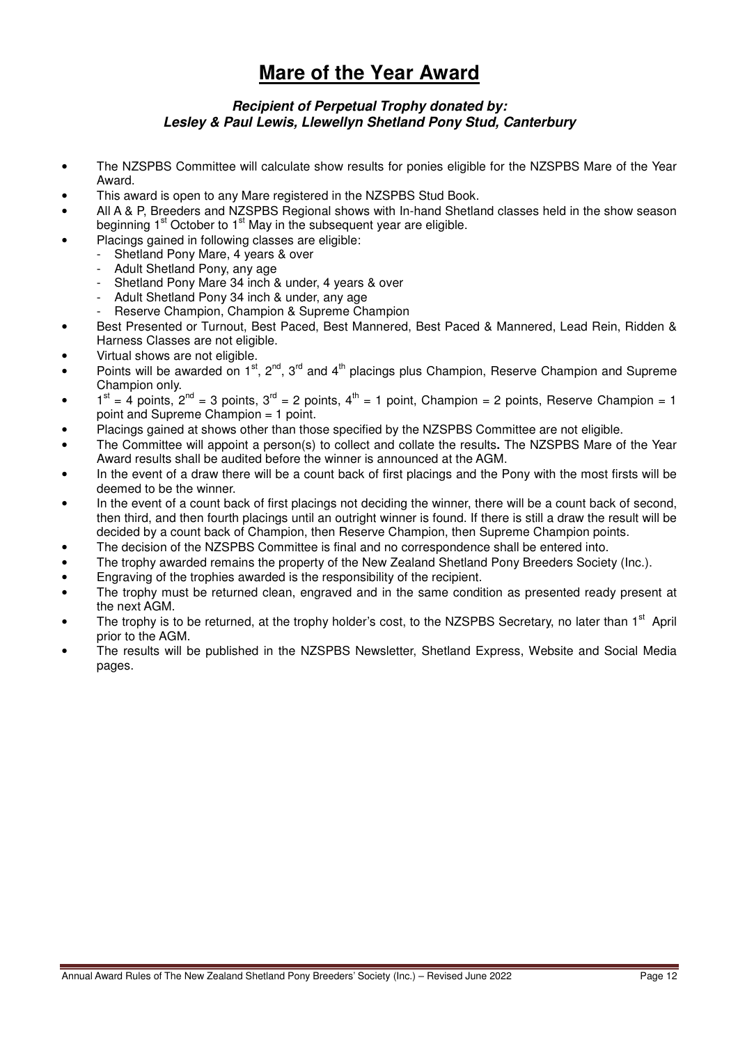# Mare of the Year Award

***Recipient of Perpetual Trophy donated by:***
***Lesley & Paul Lewis, Llewellyn Shetland Pony Stud, Canterbury***

- The NZSPBS Committee will calculate show results for ponies eligible for the NZSPBS Mare of the Year Award.
- This award is open to any Mare registered in the NZSPBS Stud Book.
- All A & P, Breeders and NZSPBS Regional shows with In-hand Shetland classes held in the show season beginning 1st October to 1st May in the subsequent year are eligible.
- Placings gained in following classes are eligible:
  - Shetland Pony Mare, 4 years & over
  - Adult Shetland Pony, any age
  - Shetland Pony Mare 34 inch & under, 4 years & over
  - Adult Shetland Pony 34 inch & under, any age
  - Reserve Champion, Champion & Supreme Champion
- Best Presented or Turnout, Best Paced, Best Mannered, Best Paced & Mannered, Lead Rein, Ridden & Harness Classes are not eligible.
- Virtual shows are not eligible.
- Points will be awarded on 1st, 2nd, 3rd and 4th placings plus Champion, Reserve Champion and Supreme Champion only.
- 1st = 4 points, 2nd = 3 points, 3rd = 2 points, 4th = 1 point, Champion = 2 points, Reserve Champion = 1 point and Supreme Champion = 1 point.
- Placings gained at shows other than those specified by the NZSPBS Committee are not eligible.
- The Committee will appoint a person(s) to collect and collate the results**.** The NZSPBS Mare of the Year Award results shall be audited before the winner is announced at the AGM.
- In the event of a draw there will be a count back of first placings and the Pony with the most firsts will be deemed to be the winner.
- In the event of a count back of first placings not deciding the winner, there will be a count back of second, then third, and then fourth placings until an outright winner is found. If there is still a draw the result will be decided by a count back of Champion, then Reserve Champion, then Supreme Champion points.
- The decision of the NZSPBS Committee is final and no correspondence shall be entered into.
- The trophy awarded remains the property of the New Zealand Shetland Pony Breeders Society (Inc.).
- Engraving of the trophies awarded is the responsibility of the recipient.
- The trophy must be returned clean, engraved and in the same condition as presented ready present at the next AGM.
- The trophy is to be returned, at the trophy holder's cost, to the NZSPBS Secretary, no later than 1st April prior to the AGM.
- The results will be published in the NZSPBS Newsletter, Shetland Express, Website and Social Media pages.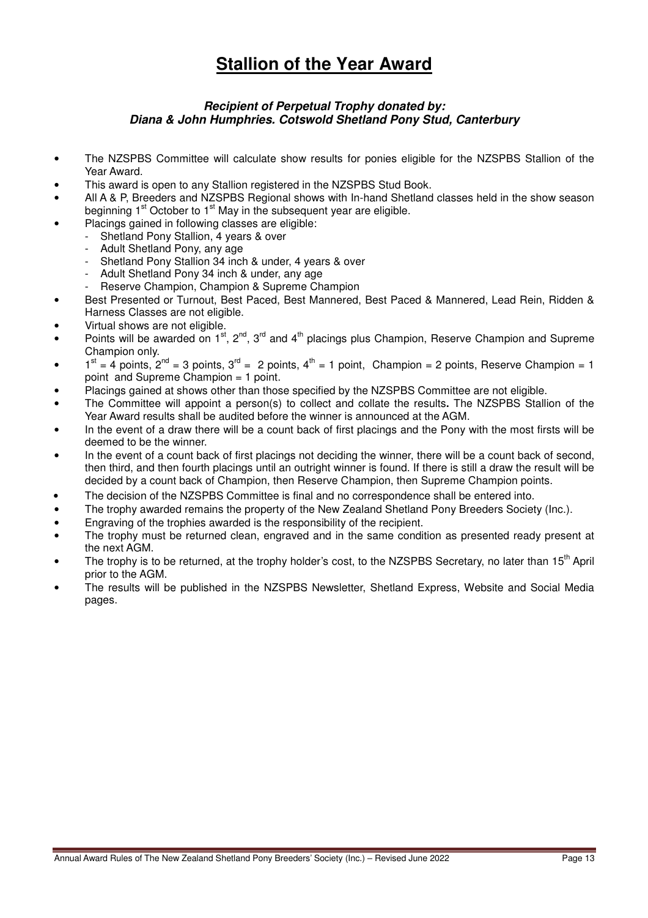# Stallion of the Year Award

***Recipient of Perpetual Trophy donated by:***
***Diana & John Humphries. Cotswold Shetland Pony Stud, Canterbury***

- The NZSPBS Committee will calculate show results for ponies eligible for the NZSPBS Stallion of the Year Award.
- This award is open to any Stallion registered in the NZSPBS Stud Book.
- All A & P, Breeders and NZSPBS Regional shows with In-hand Shetland classes held in the show season beginning 1st October to 1st May in the subsequent year are eligible.
- Placings gained in following classes are eligible:
  - Shetland Pony Stallion, 4 years & over
  - Adult Shetland Pony, any age
  - Shetland Pony Stallion 34 inch & under, 4 years & over
  - Adult Shetland Pony 34 inch & under, any age
  - Reserve Champion, Champion & Supreme Champion
- Best Presented or Turnout, Best Paced, Best Mannered, Best Paced & Mannered, Lead Rein, Ridden & Harness Classes are not eligible.
- Virtual shows are not eligible.
- Points will be awarded on 1st, 2nd, 3rd and 4th placings plus Champion, Reserve Champion and Supreme Champion only.
- 1st = 4 points, 2nd = 3 points, 3rd = 2 points, 4th = 1 point, Champion = 2 points, Reserve Champion = 1 point and Supreme Champion = 1 point.
- Placings gained at shows other than those specified by the NZSPBS Committee are not eligible.
- The Committee will appoint a person(s) to collect and collate the results**.** The NZSPBS Stallion of the Year Award results shall be audited before the winner is announced at the AGM.
- In the event of a draw there will be a count back of first placings and the Pony with the most firsts will be deemed to be the winner.
- In the event of a count back of first placings not deciding the winner, there will be a count back of second, then third, and then fourth placings until an outright winner is found. If there is still a draw the result will be decided by a count back of Champion, then Reserve Champion, then Supreme Champion points.
- The decision of the NZSPBS Committee is final and no correspondence shall be entered into.
- The trophy awarded remains the property of the New Zealand Shetland Pony Breeders Society (Inc.).
- Engraving of the trophies awarded is the responsibility of the recipient.
- The trophy must be returned clean, engraved and in the same condition as presented ready present at the next AGM.
- The trophy is to be returned, at the trophy holder's cost, to the NZSPBS Secretary, no later than 15th April prior to the AGM.
- The results will be published in the NZSPBS Newsletter, Shetland Express, Website and Social Media pages.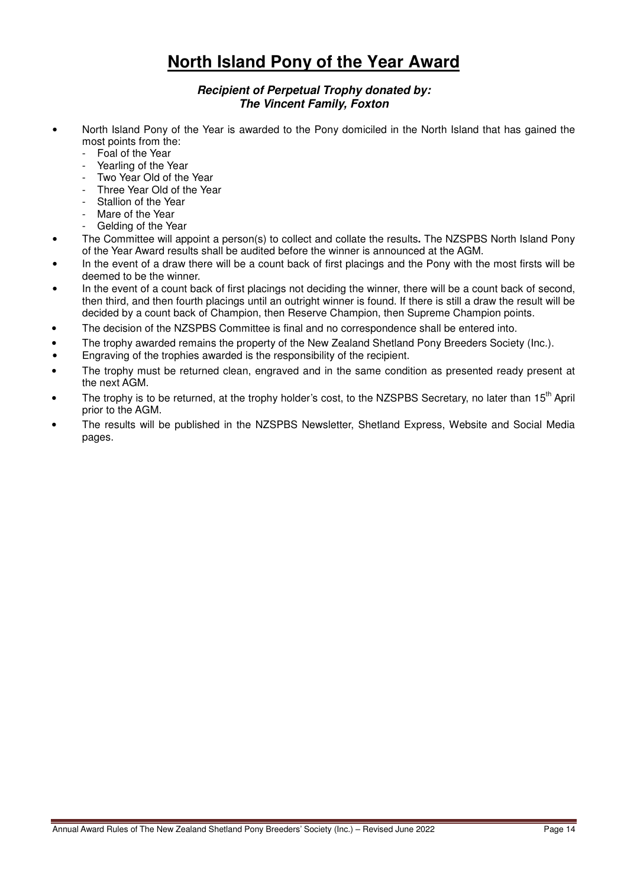# North Island Pony of the Year Award

***Recipient of Perpetual Trophy donated by:***
***The Vincent Family, Foxton***

- North Island Pony of the Year is awarded to the Pony domiciled in the North Island that has gained the most points from the:
  - Foal of the Year
  - Yearling of the Year
  - Two Year Old of the Year
  - Three Year Old of the Year
  - Stallion of the Year
  - Mare of the Year
  - Gelding of the Year
- The Committee will appoint a person(s) to collect and collate the results**.** The NZSPBS North Island Pony of the Year Award results shall be audited before the winner is announced at the AGM.
- In the event of a draw there will be a count back of first placings and the Pony with the most firsts will be deemed to be the winner.
- In the event of a count back of first placings not deciding the winner, there will be a count back of second, then third, and then fourth placings until an outright winner is found. If there is still a draw the result will be decided by a count back of Champion, then Reserve Champion, then Supreme Champion points.
- The decision of the NZSPBS Committee is final and no correspondence shall be entered into.
- The trophy awarded remains the property of the New Zealand Shetland Pony Breeders Society (Inc.).
- Engraving of the trophies awarded is the responsibility of the recipient.
- The trophy must be returned clean, engraved and in the same condition as presented ready present at the next AGM.
- The trophy is to be returned, at the trophy holder's cost, to the NZSPBS Secretary, no later than 15th April prior to the AGM.
- The results will be published in the NZSPBS Newsletter, Shetland Express, Website and Social Media pages.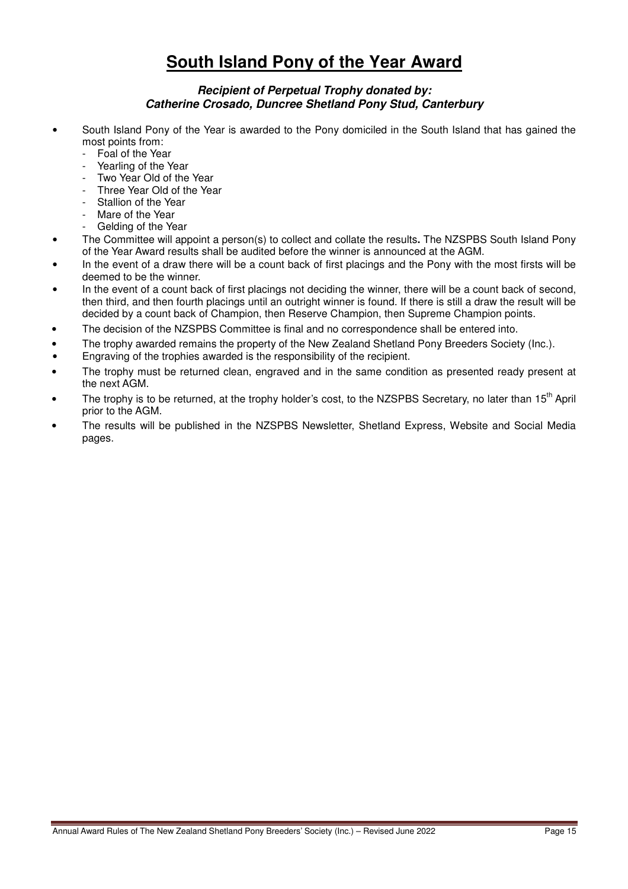# South Island Pony of the Year Award

***Recipient of Perpetual Trophy donated by:***
***Catherine Crosado, Duncree Shetland Pony Stud, Canterbury***

- South Island Pony of the Year is awarded to the Pony domiciled in the South Island that has gained the most points from:
  - Foal of the Year
  - Yearling of the Year
  - Two Year Old of the Year
  - Three Year Old of the Year
  - Stallion of the Year
  - Mare of the Year
  - Gelding of the Year
- The Committee will appoint a person(s) to collect and collate the results**.** The NZSPBS South Island Pony of the Year Award results shall be audited before the winner is announced at the AGM.
- In the event of a draw there will be a count back of first placings and the Pony with the most firsts will be deemed to be the winner.
- In the event of a count back of first placings not deciding the winner, there will be a count back of second, then third, and then fourth placings until an outright winner is found. If there is still a draw the result will be decided by a count back of Champion, then Reserve Champion, then Supreme Champion points.
- The decision of the NZSPBS Committee is final and no correspondence shall be entered into.
- The trophy awarded remains the property of the New Zealand Shetland Pony Breeders Society (Inc.).
- Engraving of the trophies awarded is the responsibility of the recipient.
- The trophy must be returned clean, engraved and in the same condition as presented ready present at the next AGM.
- The trophy is to be returned, at the trophy holder's cost, to the NZSPBS Secretary, no later than 15th April prior to the AGM.
- The results will be published in the NZSPBS Newsletter, Shetland Express, Website and Social Media pages.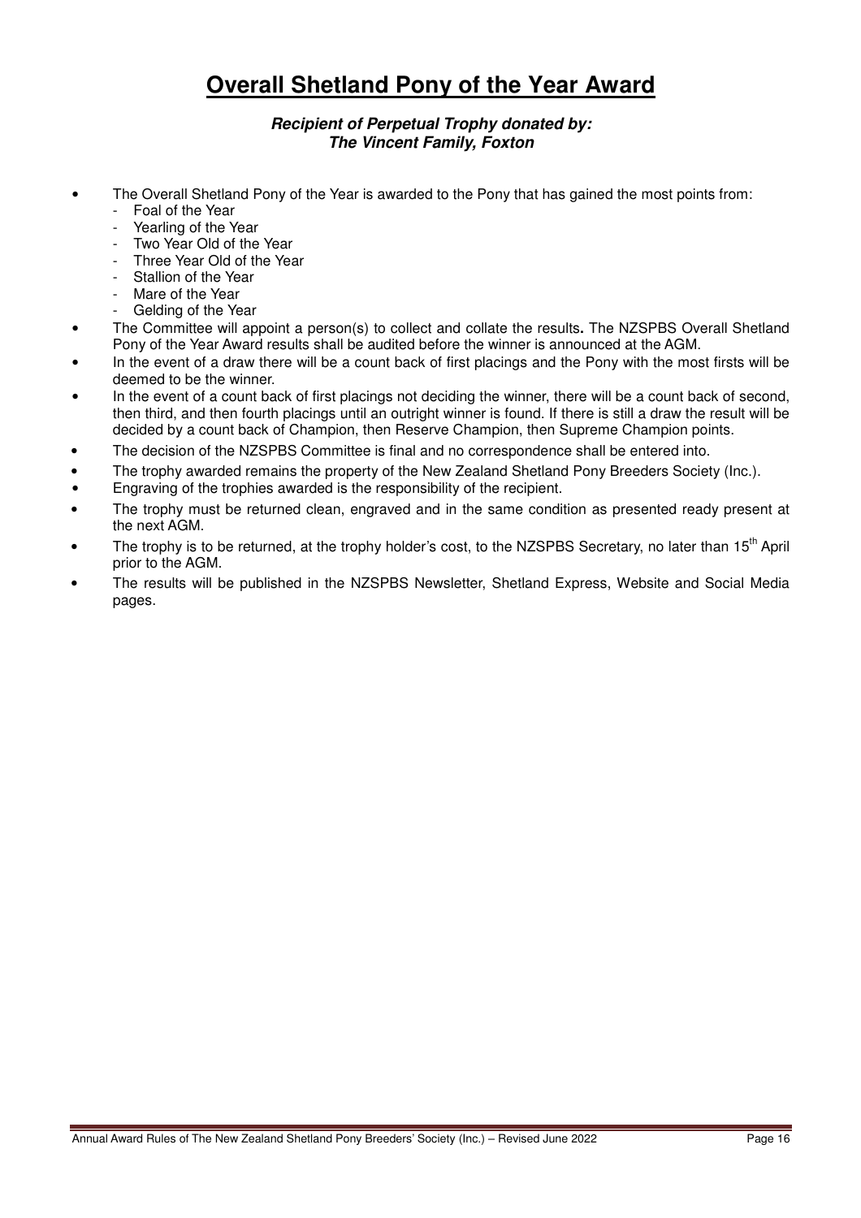# Overall Shetland Pony of the Year Award

***Recipient of Perpetual Trophy donated by:***
***The Vincent Family, Foxton***

- The Overall Shetland Pony of the Year is awarded to the Pony that has gained the most points from:
  - Foal of the Year
  - Yearling of the Year
  - Two Year Old of the Year
  - Three Year Old of the Year
  - Stallion of the Year
  - Mare of the Year
  - Gelding of the Year
- The Committee will appoint a person(s) to collect and collate the results**.** The NZSPBS Overall Shetland Pony of the Year Award results shall be audited before the winner is announced at the AGM.
- In the event of a draw there will be a count back of first placings and the Pony with the most firsts will be deemed to be the winner.
- In the event of a count back of first placings not deciding the winner, there will be a count back of second, then third, and then fourth placings until an outright winner is found. If there is still a draw the result will be decided by a count back of Champion, then Reserve Champion, then Supreme Champion points.
- The decision of the NZSPBS Committee is final and no correspondence shall be entered into.
- The trophy awarded remains the property of the New Zealand Shetland Pony Breeders Society (Inc.).
- Engraving of the trophies awarded is the responsibility of the recipient.
- The trophy must be returned clean, engraved and in the same condition as presented ready present at the next AGM.
- The trophy is to be returned, at the trophy holder's cost, to the NZSPBS Secretary, no later than 15th April prior to the AGM.
- The results will be published in the NZSPBS Newsletter, Shetland Express, Website and Social Media pages.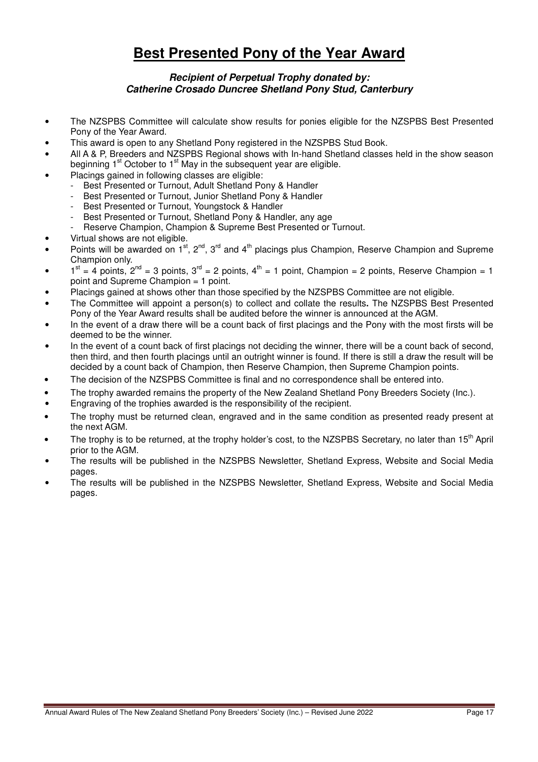# Best Presented Pony of the Year Award

***Recipient of Perpetual Trophy donated by:***
***Catherine Crosado Duncree Shetland Pony Stud, Canterbury***

- The NZSPBS Committee will calculate show results for ponies eligible for the NZSPBS Best Presented Pony of the Year Award.
- This award is open to any Shetland Pony registered in the NZSPBS Stud Book.
- All A & P, Breeders and NZSPBS Regional shows with In-hand Shetland classes held in the show season beginning 1st October to 1st May in the subsequent year are eligible.
- Placings gained in following classes are eligible:
  - Best Presented or Turnout, Adult Shetland Pony & Handler
  - Best Presented or Turnout, Junior Shetland Pony & Handler
  - Best Presented or Turnout, Youngstock & Handler
  - Best Presented or Turnout, Shetland Pony & Handler, any age
  - Reserve Champion, Champion & Supreme Best Presented or Turnout.
- Virtual shows are not eligible.
- Points will be awarded on 1st, 2nd, 3rd and 4th placings plus Champion, Reserve Champion and Supreme Champion only.
- 1st = 4 points, 2nd = 3 points, 3rd = 2 points, 4th = 1 point, Champion = 2 points, Reserve Champion = 1 point and Supreme Champion = 1 point.
- Placings gained at shows other than those specified by the NZSPBS Committee are not eligible.
- The Committee will appoint a person(s) to collect and collate the results**.** The NZSPBS Best Presented Pony of the Year Award results shall be audited before the winner is announced at the AGM.
- In the event of a draw there will be a count back of first placings and the Pony with the most firsts will be deemed to be the winner.
- In the event of a count back of first placings not deciding the winner, there will be a count back of second, then third, and then fourth placings until an outright winner is found. If there is still a draw the result will be decided by a count back of Champion, then Reserve Champion, then Supreme Champion points.
- The decision of the NZSPBS Committee is final and no correspondence shall be entered into.
- The trophy awarded remains the property of the New Zealand Shetland Pony Breeders Society (Inc.).
- Engraving of the trophies awarded is the responsibility of the recipient.
- The trophy must be returned clean, engraved and in the same condition as presented ready present at the next AGM.
- The trophy is to be returned, at the trophy holder's cost, to the NZSPBS Secretary, no later than 15th April prior to the AGM.
- The results will be published in the NZSPBS Newsletter, Shetland Express, Website and Social Media pages.
- The results will be published in the NZSPBS Newsletter, Shetland Express, Website and Social Media pages.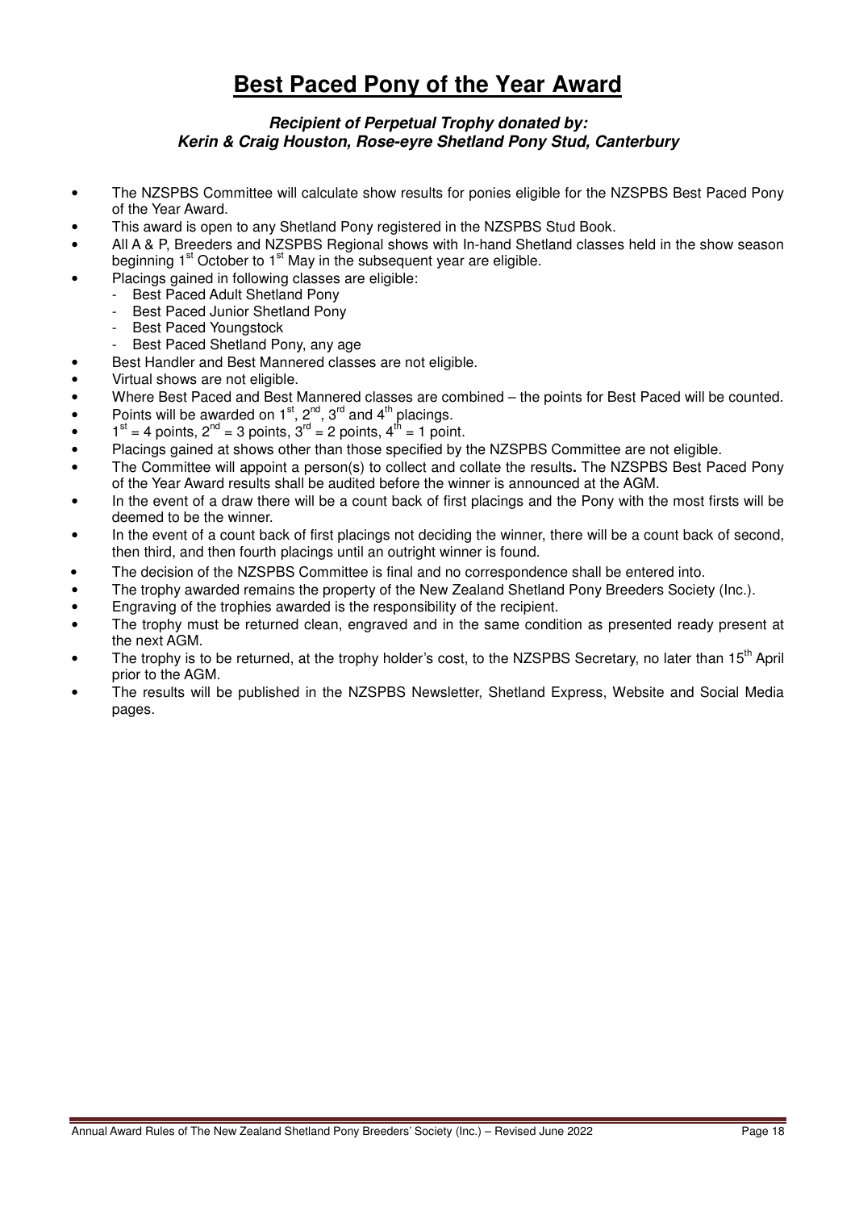# Best Paced Pony of the Year Award

***Recipient of Perpetual Trophy donated by:***
***Kerin & Craig Houston, Rose-eyre Shetland Pony Stud, Canterbury***

- The NZSPBS Committee will calculate show results for ponies eligible for the NZSPBS Best Paced Pony of the Year Award.
- This award is open to any Shetland Pony registered in the NZSPBS Stud Book.
- All A & P, Breeders and NZSPBS Regional shows with In-hand Shetland classes held in the show season beginning 1st October to 1st May in the subsequent year are eligible.
- Placings gained in following classes are eligible:
  - Best Paced Adult Shetland Pony
  - Best Paced Junior Shetland Pony
  - Best Paced Youngstock
  - Best Paced Shetland Pony, any age
- Best Handler and Best Mannered classes are not eligible.
- Virtual shows are not eligible.
- Where Best Paced and Best Mannered classes are combined – the points for Best Paced will be counted.
- Points will be awarded on 1st, 2nd, 3rd and 4th placings.
- 1st = 4 points, 2nd = 3 points, 3rd = 2 points, 4th = 1 point.
- Placings gained at shows other than those specified by the NZSPBS Committee are not eligible.
- The Committee will appoint a person(s) to collect and collate the results**.** The NZSPBS Best Paced Pony of the Year Award results shall be audited before the winner is announced at the AGM.
- In the event of a draw there will be a count back of first placings and the Pony with the most firsts will be deemed to be the winner.
- In the event of a count back of first placings not deciding the winner, there will be a count back of second, then third, and then fourth placings until an outright winner is found.
- The decision of the NZSPBS Committee is final and no correspondence shall be entered into.
- The trophy awarded remains the property of the New Zealand Shetland Pony Breeders Society (Inc.).
- Engraving of the trophies awarded is the responsibility of the recipient.
- The trophy must be returned clean, engraved and in the same condition as presented ready present at the next AGM.
- The trophy is to be returned, at the trophy holder's cost, to the NZSPBS Secretary, no later than 15th April prior to the AGM.
- The results will be published in the NZSPBS Newsletter, Shetland Express, Website and Social Media pages.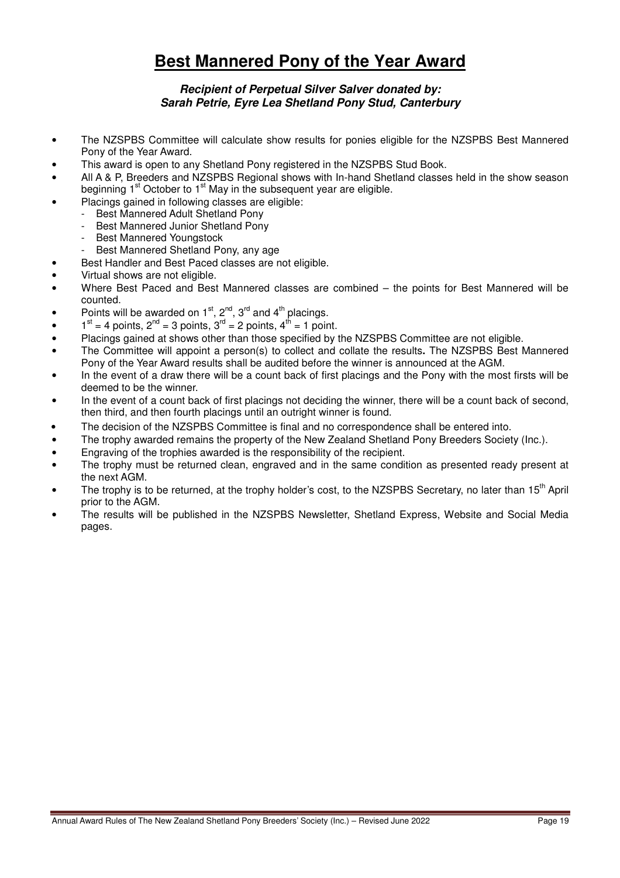# Best Mannered Pony of the Year Award

***Recipient of Perpetual Silver Salver donated by:***
***Sarah Petrie, Eyre Lea Shetland Pony Stud, Canterbury***

- The NZSPBS Committee will calculate show results for ponies eligible for the NZSPBS Best Mannered Pony of the Year Award.
- This award is open to any Shetland Pony registered in the NZSPBS Stud Book.
- All A & P, Breeders and NZSPBS Regional shows with In-hand Shetland classes held in the show season beginning 1st October to 1st May in the subsequent year are eligible.
- Placings gained in following classes are eligible:
  - Best Mannered Adult Shetland Pony
  - Best Mannered Junior Shetland Pony
  - Best Mannered Youngstock
  - Best Mannered Shetland Pony, any age
- Best Handler and Best Paced classes are not eligible.
- Virtual shows are not eligible.
- Where Best Paced and Best Mannered classes are combined – the points for Best Mannered will be counted.
- Points will be awarded on 1st, 2nd, 3rd and 4th placings.
- 1st = 4 points, 2nd = 3 points, 3rd = 2 points, 4th = 1 point.
- Placings gained at shows other than those specified by the NZSPBS Committee are not eligible.
- The Committee will appoint a person(s) to collect and collate the results**.** The NZSPBS Best Mannered Pony of the Year Award results shall be audited before the winner is announced at the AGM.
- In the event of a draw there will be a count back of first placings and the Pony with the most firsts will be deemed to be the winner.
- In the event of a count back of first placings not deciding the winner, there will be a count back of second, then third, and then fourth placings until an outright winner is found.
- The decision of the NZSPBS Committee is final and no correspondence shall be entered into.
- The trophy awarded remains the property of the New Zealand Shetland Pony Breeders Society (Inc.).
- Engraving of the trophies awarded is the responsibility of the recipient.
- The trophy must be returned clean, engraved and in the same condition as presented ready present at the next AGM.
- The trophy is to be returned, at the trophy holder's cost, to the NZSPBS Secretary, no later than 15th April prior to the AGM.
- The results will be published in the NZSPBS Newsletter, Shetland Express, Website and Social Media pages.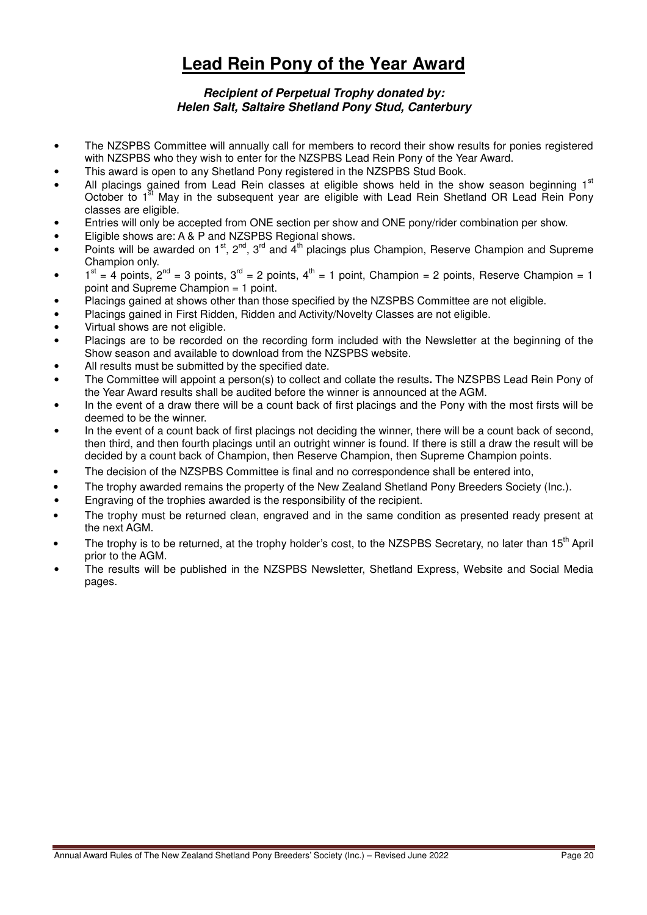# Lead Rein Pony of the Year Award

***Recipient of Perpetual Trophy donated by:***
***Helen Salt, Saltaire Shetland Pony Stud, Canterbury***

- The NZSPBS Committee will annually call for members to record their show results for ponies registered with NZSPBS who they wish to enter for the NZSPBS Lead Rein Pony of the Year Award.
- This award is open to any Shetland Pony registered in the NZSPBS Stud Book.
- All placings gained from Lead Rein classes at eligible shows held in the show season beginning 1st October to 1st May in the subsequent year are eligible with Lead Rein Shetland OR Lead Rein Pony classes are eligible.
- Entries will only be accepted from ONE section per show and ONE pony/rider combination per show.
- Eligible shows are: A & P and NZSPBS Regional shows.
- Points will be awarded on 1st, 2nd, 3rd and 4th placings plus Champion, Reserve Champion and Supreme Champion only.
- 1st = 4 points, 2nd = 3 points, 3rd = 2 points, 4th = 1 point, Champion = 2 points, Reserve Champion = 1 point and Supreme Champion = 1 point.
- Placings gained at shows other than those specified by the NZSPBS Committee are not eligible.
- Placings gained in First Ridden, Ridden and Activity/Novelty Classes are not eligible.
- Virtual shows are not eligible.
- Placings are to be recorded on the recording form included with the Newsletter at the beginning of the Show season and available to download from the NZSPBS website.
- All results must be submitted by the specified date.
- The Committee will appoint a person(s) to collect and collate the results**.** The NZSPBS Lead Rein Pony of the Year Award results shall be audited before the winner is announced at the AGM.
- In the event of a draw there will be a count back of first placings and the Pony with the most firsts will be deemed to be the winner.
- In the event of a count back of first placings not deciding the winner, there will be a count back of second, then third, and then fourth placings until an outright winner is found. If there is still a draw the result will be decided by a count back of Champion, then Reserve Champion, then Supreme Champion points.
- The decision of the NZSPBS Committee is final and no correspondence shall be entered into,
- The trophy awarded remains the property of the New Zealand Shetland Pony Breeders Society (Inc.).
- Engraving of the trophies awarded is the responsibility of the recipient.
- The trophy must be returned clean, engraved and in the same condition as presented ready present at the next AGM.
- The trophy is to be returned, at the trophy holder's cost, to the NZSPBS Secretary, no later than 15th April prior to the AGM.
- The results will be published in the NZSPBS Newsletter, Shetland Express, Website and Social Media pages.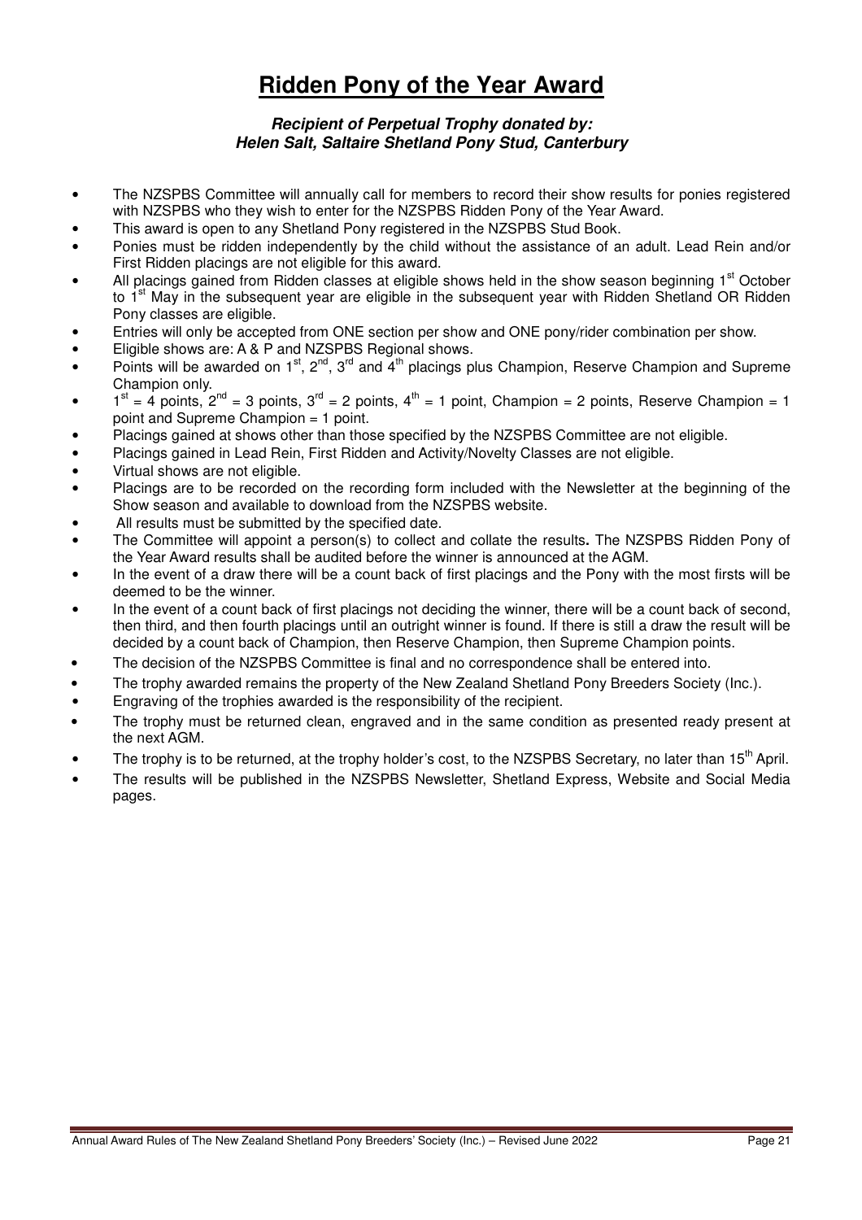# Ridden Pony of the Year Award

***Recipient of Perpetual Trophy donated by:***
***Helen Salt, Saltaire Shetland Pony Stud, Canterbury***

- The NZSPBS Committee will annually call for members to record their show results for ponies registered with NZSPBS who they wish to enter for the NZSPBS Ridden Pony of the Year Award.
- This award is open to any Shetland Pony registered in the NZSPBS Stud Book.
- Ponies must be ridden independently by the child without the assistance of an adult. Lead Rein and/or First Ridden placings are not eligible for this award.
- All placings gained from Ridden classes at eligible shows held in the show season beginning 1st October to 1st May in the subsequent year are eligible in the subsequent year with Ridden Shetland OR Ridden Pony classes are eligible.
- Entries will only be accepted from ONE section per show and ONE pony/rider combination per show.
- Eligible shows are: A & P and NZSPBS Regional shows.
- Points will be awarded on 1st, 2nd, 3rd and 4th placings plus Champion, Reserve Champion and Supreme Champion only.
- 1st = 4 points, 2nd = 3 points, 3rd = 2 points, 4th = 1 point, Champion = 2 points, Reserve Champion = 1 point and Supreme Champion = 1 point.
- Placings gained at shows other than those specified by the NZSPBS Committee are not eligible.
- Placings gained in Lead Rein, First Ridden and Activity/Novelty Classes are not eligible.
- Virtual shows are not eligible.
- Placings are to be recorded on the recording form included with the Newsletter at the beginning of the Show season and available to download from the NZSPBS website.
- All results must be submitted by the specified date.
- The Committee will appoint a person(s) to collect and collate the results**.** The NZSPBS Ridden Pony of the Year Award results shall be audited before the winner is announced at the AGM.
- In the event of a draw there will be a count back of first placings and the Pony with the most firsts will be deemed to be the winner.
- In the event of a count back of first placings not deciding the winner, there will be a count back of second, then third, and then fourth placings until an outright winner is found. If there is still a draw the result will be decided by a count back of Champion, then Reserve Champion, then Supreme Champion points.
- The decision of the NZSPBS Committee is final and no correspondence shall be entered into.
- The trophy awarded remains the property of the New Zealand Shetland Pony Breeders Society (Inc.).
- Engraving of the trophies awarded is the responsibility of the recipient.
- The trophy must be returned clean, engraved and in the same condition as presented ready present at the next AGM.
- The trophy is to be returned, at the trophy holder's cost, to the NZSPBS Secretary, no later than 15th April.
- The results will be published in the NZSPBS Newsletter, Shetland Express, Website and Social Media pages.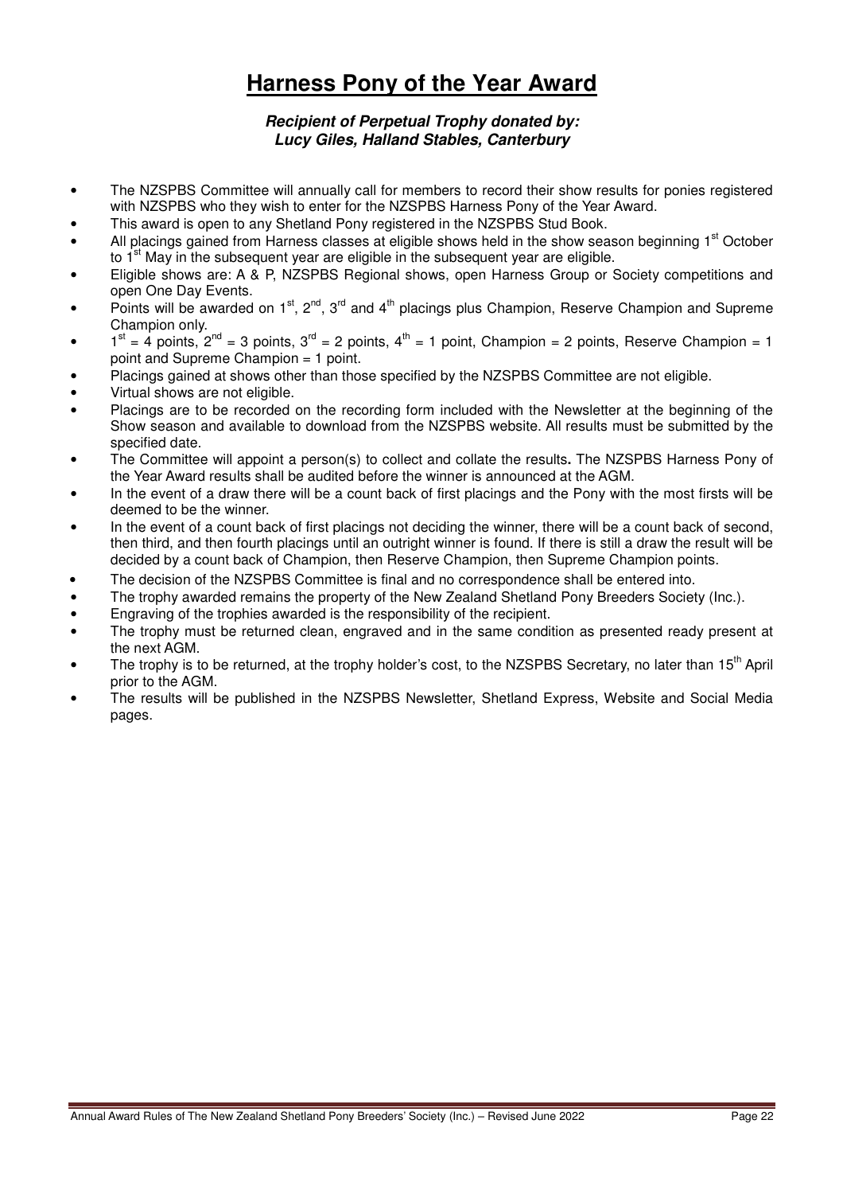# Harness Pony of the Year Award

***Recipient of Perpetual Trophy donated by:***
***Lucy Giles, Halland Stables, Canterbury***

- The NZSPBS Committee will annually call for members to record their show results for ponies registered with NZSPBS who they wish to enter for the NZSPBS Harness Pony of the Year Award.
- This award is open to any Shetland Pony registered in the NZSPBS Stud Book.
- All placings gained from Harness classes at eligible shows held in the show season beginning 1st October to 1st May in the subsequent year are eligible in the subsequent year are eligible.
- Eligible shows are: A & P, NZSPBS Regional shows, open Harness Group or Society competitions and open One Day Events.
- Points will be awarded on 1st, 2nd, 3rd and 4th placings plus Champion, Reserve Champion and Supreme Champion only.
- 1st = 4 points, 2nd = 3 points, 3rd = 2 points, 4th = 1 point, Champion = 2 points, Reserve Champion = 1 point and Supreme Champion = 1 point.
- Placings gained at shows other than those specified by the NZSPBS Committee are not eligible.
- Virtual shows are not eligible.
- Placings are to be recorded on the recording form included with the Newsletter at the beginning of the Show season and available to download from the NZSPBS website. All results must be submitted by the specified date.
- The Committee will appoint a person(s) to collect and collate the results**.** The NZSPBS Harness Pony of the Year Award results shall be audited before the winner is announced at the AGM.
- In the event of a draw there will be a count back of first placings and the Pony with the most firsts will be deemed to be the winner.
- In the event of a count back of first placings not deciding the winner, there will be a count back of second, then third, and then fourth placings until an outright winner is found. If there is still a draw the result will be decided by a count back of Champion, then Reserve Champion, then Supreme Champion points.
- The decision of the NZSPBS Committee is final and no correspondence shall be entered into.
- The trophy awarded remains the property of the New Zealand Shetland Pony Breeders Society (Inc.).
- Engraving of the trophies awarded is the responsibility of the recipient.
- The trophy must be returned clean, engraved and in the same condition as presented ready present at the next AGM.
- The trophy is to be returned, at the trophy holder's cost, to the NZSPBS Secretary, no later than 15th April prior to the AGM.
- The results will be published in the NZSPBS Newsletter, Shetland Express, Website and Social Media pages.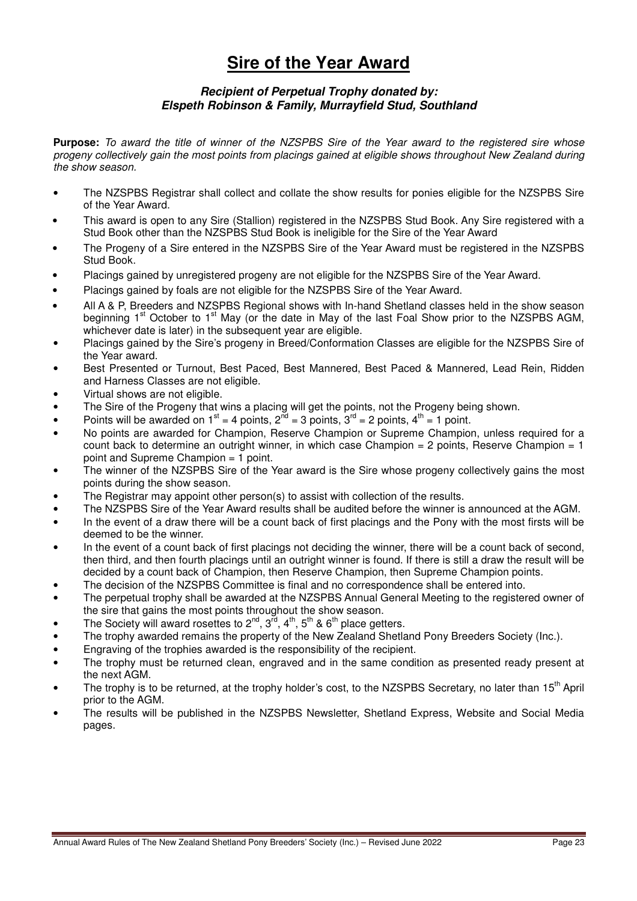# Sire of the Year Award

***Recipient of Perpetual Trophy donated by:***
***Elspeth Robinson & Family, Murrayfield Stud, Southland***

**Purpose:** *To award the title of winner of the NZSPBS Sire of the Year award to the registered sire whose progeny collectively gain the most points from placings gained at eligible shows throughout New Zealand during the show season.*

- The NZSPBS Registrar shall collect and collate the show results for ponies eligible for the NZSPBS Sire of the Year Award.
- This award is open to any Sire (Stallion) registered in the NZSPBS Stud Book. Any Sire registered with a Stud Book other than the NZSPBS Stud Book is ineligible for the Sire of the Year Award
- The Progeny of a Sire entered in the NZSPBS Sire of the Year Award must be registered in the NZSPBS Stud Book.
- Placings gained by unregistered progeny are not eligible for the NZSPBS Sire of the Year Award.
- Placings gained by foals are not eligible for the NZSPBS Sire of the Year Award.
- All A & P, Breeders and NZSPBS Regional shows with In-hand Shetland classes held in the show season beginning 1st October to 1st May (or the date in May of the last Foal Show prior to the NZSPBS AGM, whichever date is later) in the subsequent year are eligible.
- Placings gained by the Sire's progeny in Breed/Conformation Classes are eligible for the NZSPBS Sire of the Year award.
- Best Presented or Turnout, Best Paced, Best Mannered, Best Paced & Mannered, Lead Rein, Ridden and Harness Classes are not eligible.
- Virtual shows are not eligible.
- The Sire of the Progeny that wins a placing will get the points, not the Progeny being shown.
- Points will be awarded on 1st = 4 points, 2nd = 3 points, 3rd = 2 points, 4th = 1 point.
- No points are awarded for Champion, Reserve Champion or Supreme Champion, unless required for a count back to determine an outright winner, in which case Champion = 2 points, Reserve Champion = 1 point and Supreme Champion = 1 point.
- The winner of the NZSPBS Sire of the Year award is the Sire whose progeny collectively gains the most points during the show season.
- The Registrar may appoint other person(s) to assist with collection of the results.
- The NZSPBS Sire of the Year Award results shall be audited before the winner is announced at the AGM.
- In the event of a draw there will be a count back of first placings and the Pony with the most firsts will be deemed to be the winner.
- In the event of a count back of first placings not deciding the winner, there will be a count back of second, then third, and then fourth placings until an outright winner is found. If there is still a draw the result will be decided by a count back of Champion, then Reserve Champion, then Supreme Champion points.
- The decision of the NZSPBS Committee is final and no correspondence shall be entered into.
- The perpetual trophy shall be awarded at the NZSPBS Annual General Meeting to the registered owner of the sire that gains the most points throughout the show season.
- The Society will award rosettes to 2nd, 3rd, 4th, 5th & 6th place getters.
- The trophy awarded remains the property of the New Zealand Shetland Pony Breeders Society (Inc.).
- Engraving of the trophies awarded is the responsibility of the recipient.
- The trophy must be returned clean, engraved and in the same condition as presented ready present at the next AGM.
- The trophy is to be returned, at the trophy holder's cost, to the NZSPBS Secretary, no later than 15th April prior to the AGM.
- The results will be published in the NZSPBS Newsletter, Shetland Express, Website and Social Media pages.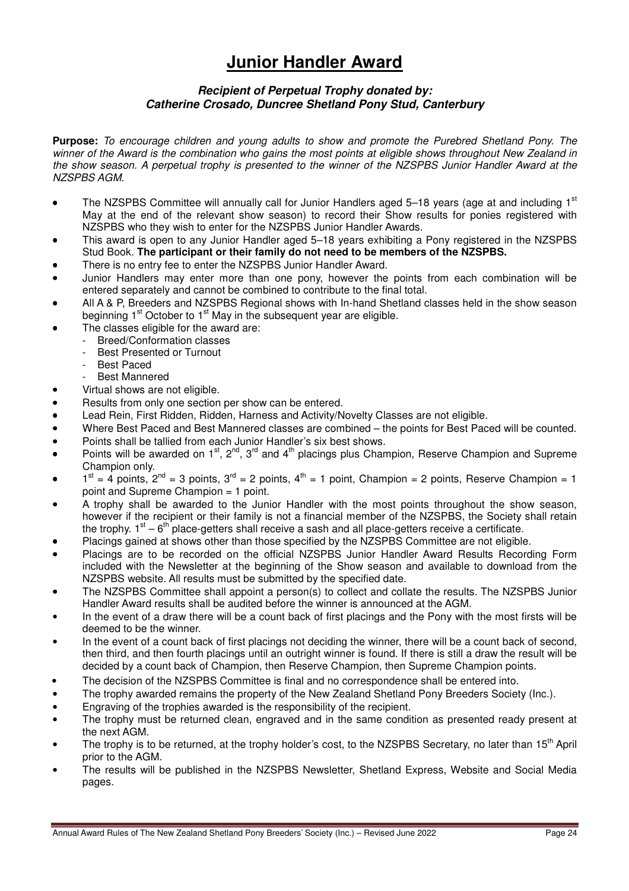# Junior Handler Award

***Recipient of Perpetual Trophy donated by: Catherine Crosado, Duncree Shetland Pony Stud, Canterbury***

**Purpose:** *To encourage children and young adults to show and promote the Purebred Shetland Pony. The winner of the Award is the combination who gains the most points at eligible shows throughout New Zealand in the show season. A perpetual trophy is presented to the winner of the NZSPBS Junior Handler Award at the NZSPBS AGM.*

- The NZSPBS Committee will annually call for Junior Handlers aged 5–18 years (age at and including 1st May at the end of the relevant show season) to record their Show results for ponies registered with NZSPBS who they wish to enter for the NZSPBS Junior Handler Awards.
- This award is open to any Junior Handler aged 5–18 years exhibiting a Pony registered in the NZSPBS Stud Book. **The participant or their family do not need to be members of the NZSPBS.**
- There is no entry fee to enter the NZSPBS Junior Handler Award.
- Junior Handlers may enter more than one pony, however the points from each combination will be entered separately and cannot be combined to contribute to the final total.
- All A & P, Breeders and NZSPBS Regional shows with In-hand Shetland classes held in the show season beginning 1st October to 1st May in the subsequent year are eligible.
- The classes eligible for the award are:
  - Breed/Conformation classes
  - Best Presented or Turnout
  - Best Paced
  - Best Mannered
- Virtual shows are not eligible.
- Results from only one section per show can be entered.
- Lead Rein, First Ridden, Ridden, Harness and Activity/Novelty Classes are not eligible.
- Where Best Paced and Best Mannered classes are combined – the points for Best Paced will be counted.
- Points shall be tallied from each Junior Handler's six best shows.
- Points will be awarded on 1st, 2nd, 3rd and 4th placings plus Champion, Reserve Champion and Supreme Champion only.
- 1st = 4 points, 2nd = 3 points, 3rd = 2 points, 4th = 1 point, Champion = 2 points, Reserve Champion = 1 point and Supreme Champion = 1 point.
- A trophy shall be awarded to the Junior Handler with the most points throughout the show season, however if the recipient or their family is not a financial member of the NZSPBS, the Society shall retain the trophy. 1st – 6th place-getters shall receive a sash and all place-getters receive a certificate.
- Placings gained at shows other than those specified by the NZSPBS Committee are not eligible.
- Placings are to be recorded on the official NZSPBS Junior Handler Award Results Recording Form included with the Newsletter at the beginning of the Show season and available to download from the NZSPBS website. All results must be submitted by the specified date.
- The NZSPBS Committee shall appoint a person(s) to collect and collate the results. The NZSPBS Junior Handler Award results shall be audited before the winner is announced at the AGM.
- In the event of a draw there will be a count back of first placings and the Pony with the most firsts will be deemed to be the winner.
- In the event of a count back of first placings not deciding the winner, there will be a count back of second, then third, and then fourth placings until an outright winner is found. If there is still a draw the result will be decided by a count back of Champion, then Reserve Champion, then Supreme Champion points.
- The decision of the NZSPBS Committee is final and no correspondence shall be entered into.
- The trophy awarded remains the property of the New Zealand Shetland Pony Breeders Society (Inc.).
- Engraving of the trophies awarded is the responsibility of the recipient.
- The trophy must be returned clean, engraved and in the same condition as presented ready present at the next AGM.
- The trophy is to be returned, at the trophy holder's cost, to the NZSPBS Secretary, no later than 15th April prior to the AGM.
- The results will be published in the NZSPBS Newsletter, Shetland Express, Website and Social Media pages.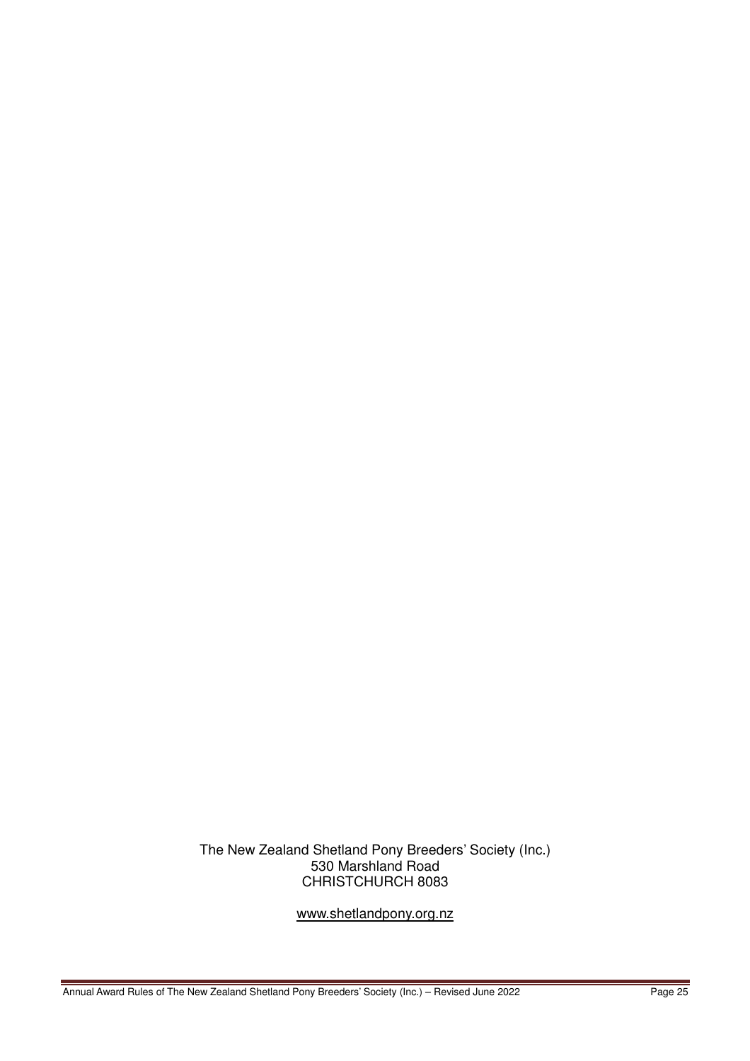The New Zealand Shetland Pony Breeders' Society (Inc.)
530 Marshland Road
CHRISTCHURCH 8083

www.shetlandpony.org.nz